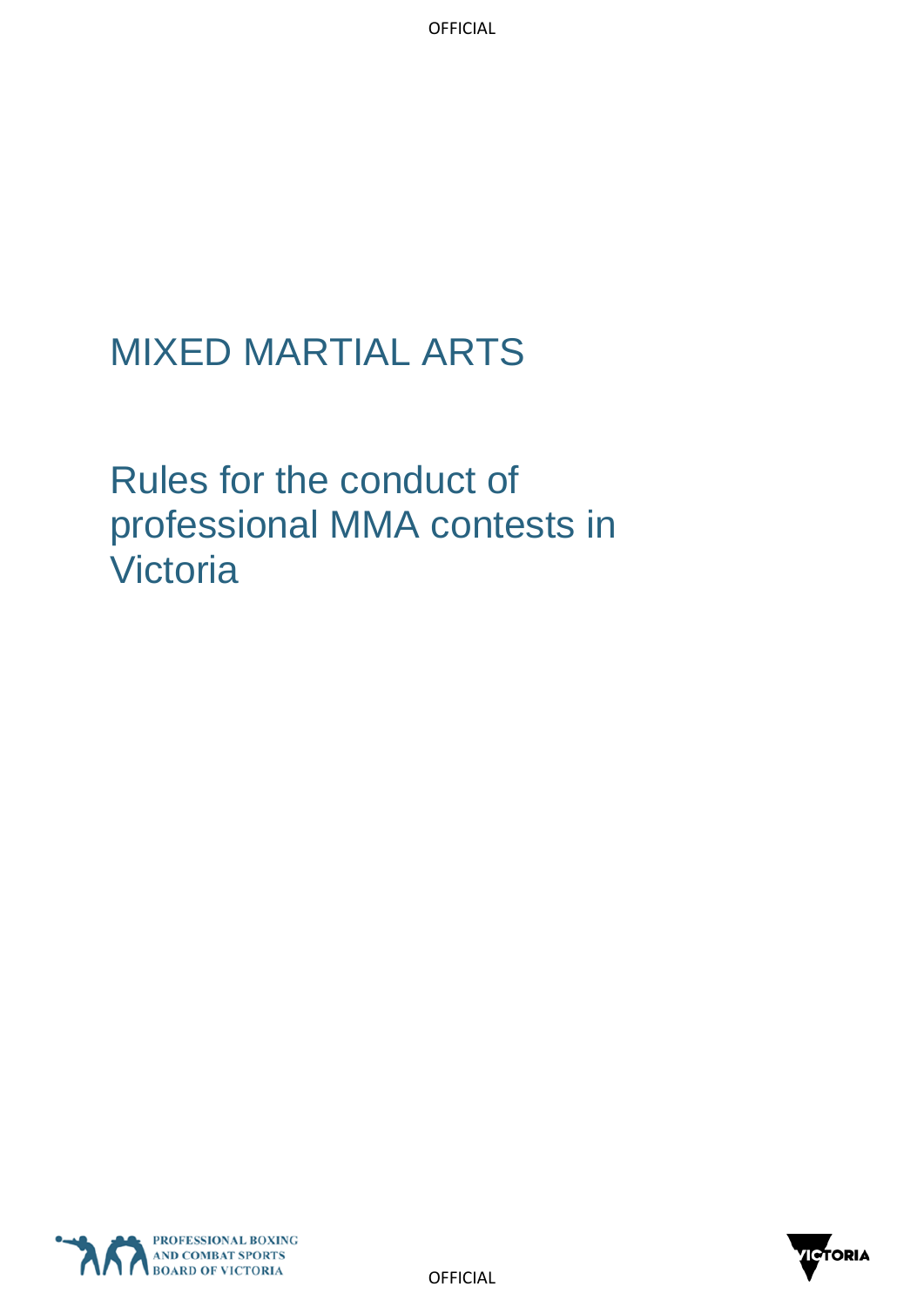# MIXED MARTIAL ARTS

## Rules for the conduct of professional MMA contests in Victoria

PROFESSIONAL BOXING AND COMBAT SPORTS BOARD OF VICTORIA

VICTORIA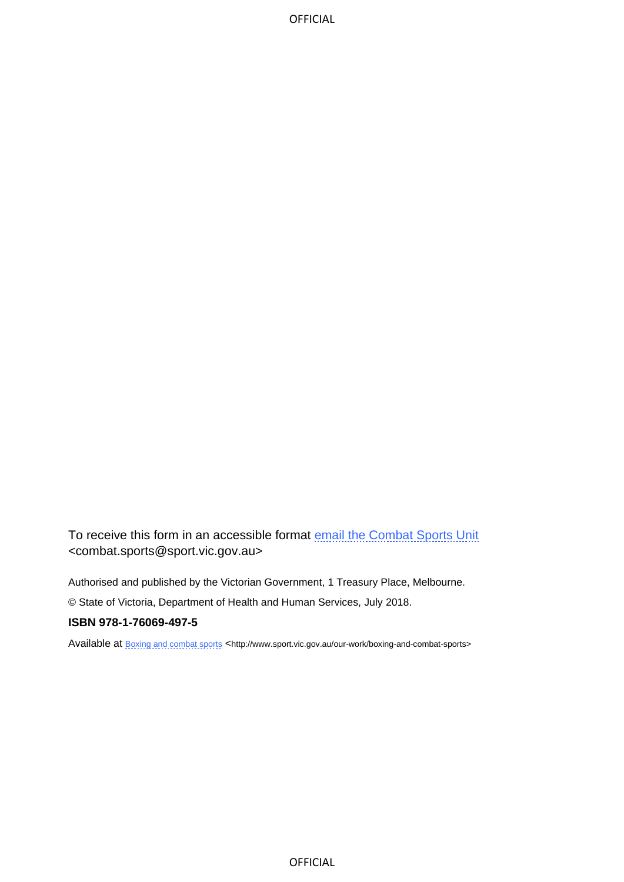To receive this form in an accessible format [email the Combat Sports Unit](mailto:combat.sports@sport.vic.gov.au) <combat.sports@sport.vic.gov.au>

Authorised and published by the Victorian Government, 1 Treasury Place, Melbourne.

© State of Victoria, Department of Health and Human Services, July 2018.

**ISBN 978-1-76069-497-5**

Available at [Boxing and combat sports](http://www.sport.vic.gov.au/our-work/boxing-and-combat-sports) <http://www.sport.vic.gov.au/our-work/boxing-and-combat-sports>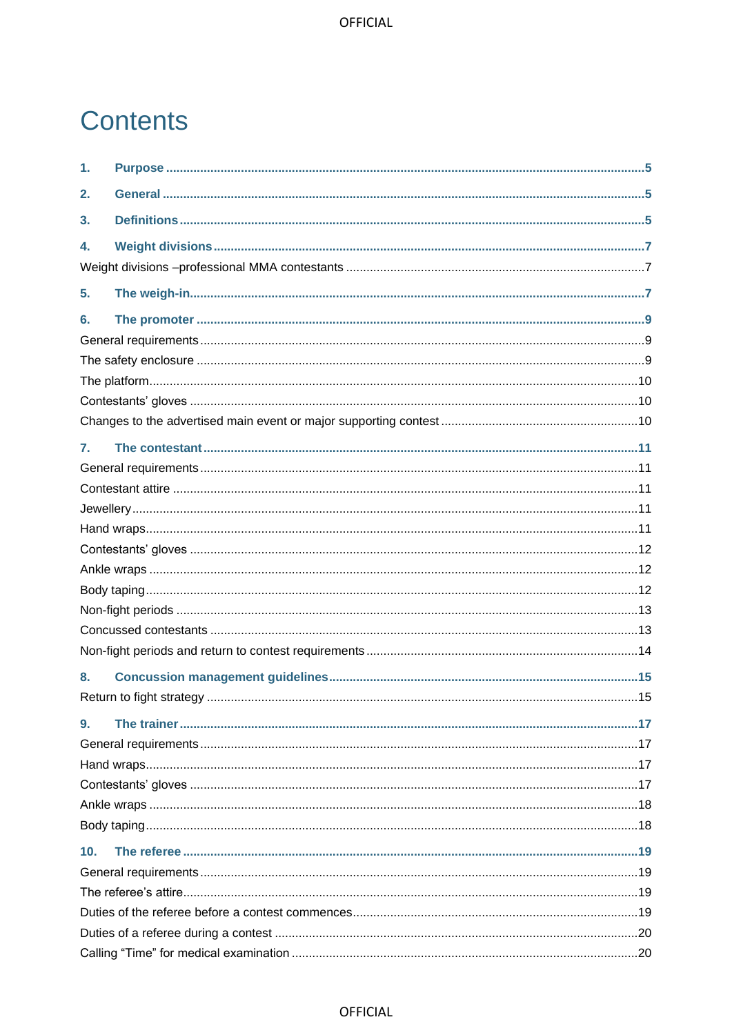# Contents

**1. Purpose** ........................................................................................................................ 5

**2. General** ........................................................................................................................ 5

**3. Definitions** ................................................................................................................... 5

**4. Weight divisions** .......................................................................................................... 7

Weight divisions –professional MMA contestants ........................................................................ 7

**5. The weigh-in** ................................................................................................................. 7

**6. The promoter** ............................................................................................................... 9

General requirements ................................................................................................................ 9

The safety enclosure ................................................................................................................. 9

The platform ............................................................................................................................. 10

Contestants' gloves .................................................................................................................. 10

Changes to the advertised main event or major supporting contest ........................................... 10

**7. The contestant** ............................................................................................................ 11

General requirements ............................................................................................................... 11

Contestant attire ....................................................................................................................... 11

Jewellery .................................................................................................................................. 11

Hand wraps ............................................................................................................................... 11

Contestants' gloves .................................................................................................................. 12

Ankle wraps ............................................................................................................................. 12

Body taping .............................................................................................................................. 12

Non-fight periods ...................................................................................................................... 13

Concussed contestants ............................................................................................................. 13

Non-fight periods and return to contest requirements ............................................................... 14

**8. Concussion management guidelines** ......................................................................... 15

Return to fight strategy ............................................................................................................. 15

**9. The trainer** .................................................................................................................. 17

General requirements ............................................................................................................... 17

Hand wraps ............................................................................................................................... 17

Contestants' gloves .................................................................................................................. 17

Ankle wraps ............................................................................................................................. 18

Body taping .............................................................................................................................. 18

**10. The referee** ................................................................................................................ 19

General requirements ............................................................................................................... 19

The referee's attire ................................................................................................................... 19

Duties of the referee before a contest commences .................................................................... 19

Duties of a referee during a contest .......................................................................................... 20

Calling "Time" for medical examination ...................................................................................... 20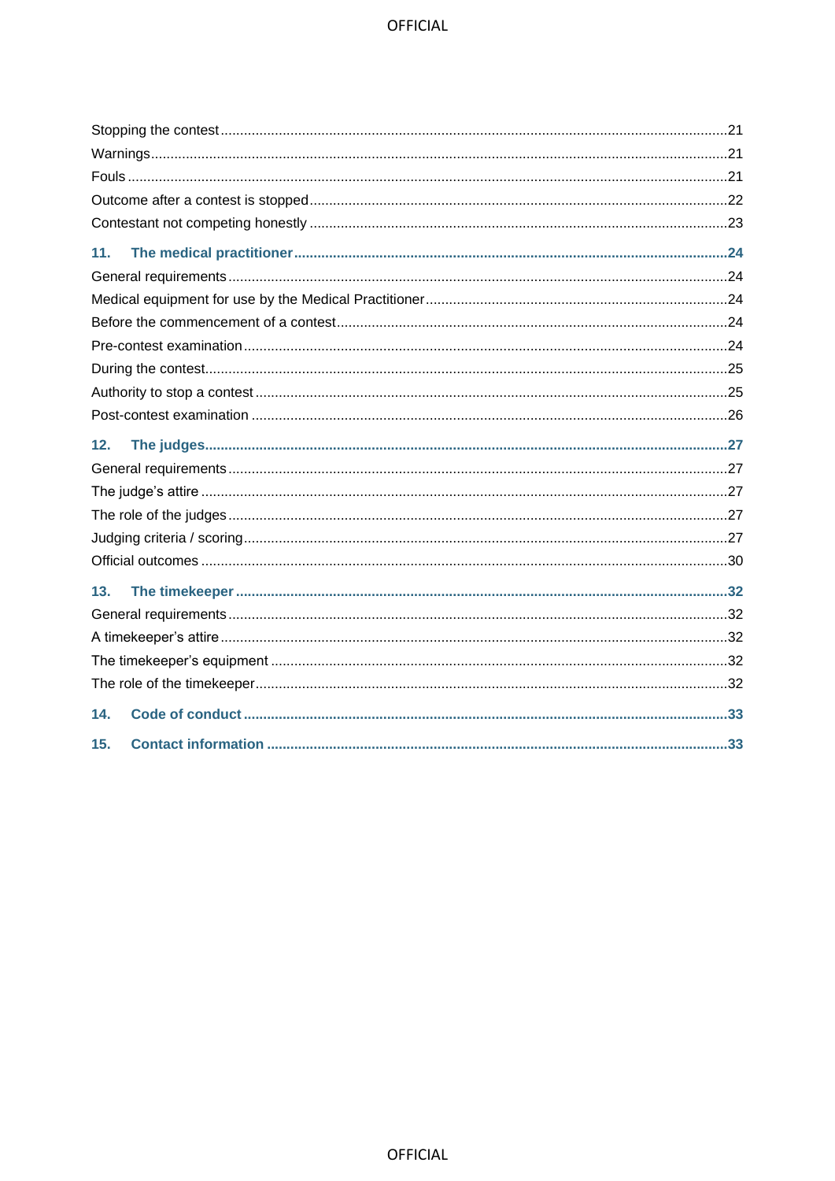Stopping the contest ....................................................................................................................21
Warnings.......................................................................................................................................21
Fouls ............................................................................................................................................21
Outcome after a contest is stopped..........................................................................................22
Contestant not competing honestly ..........................................................................................23

**11. The medical practitioner.............................................................................................24**
General requirements ..................................................................................................................24
Medical equipment for use by the Medical Practitioner.............................................................24
Before the commencement of a contest...................................................................................24
Pre-contest examination.............................................................................................................24
During the contest.......................................................................................................................25
Authority to stop a contest .........................................................................................................25
Post-contest examination ............................................................................................................26

**12. The judges.....................................................................................................................27**
General requirements ..................................................................................................................27
The judge's attire ........................................................................................................................27
The role of the judges .................................................................................................................27
Judging criteria / scoring.............................................................................................................27
Official outcomes ........................................................................................................................30

**13. The timekeeper .............................................................................................................32**
General requirements ..................................................................................................................32
A timekeeper's attire ...................................................................................................................32
The timekeeper's equipment ......................................................................................................32
The role of the timekeeper..........................................................................................................32

**14. Code of conduct ...........................................................................................................33**

**15. Contact information .....................................................................................................33**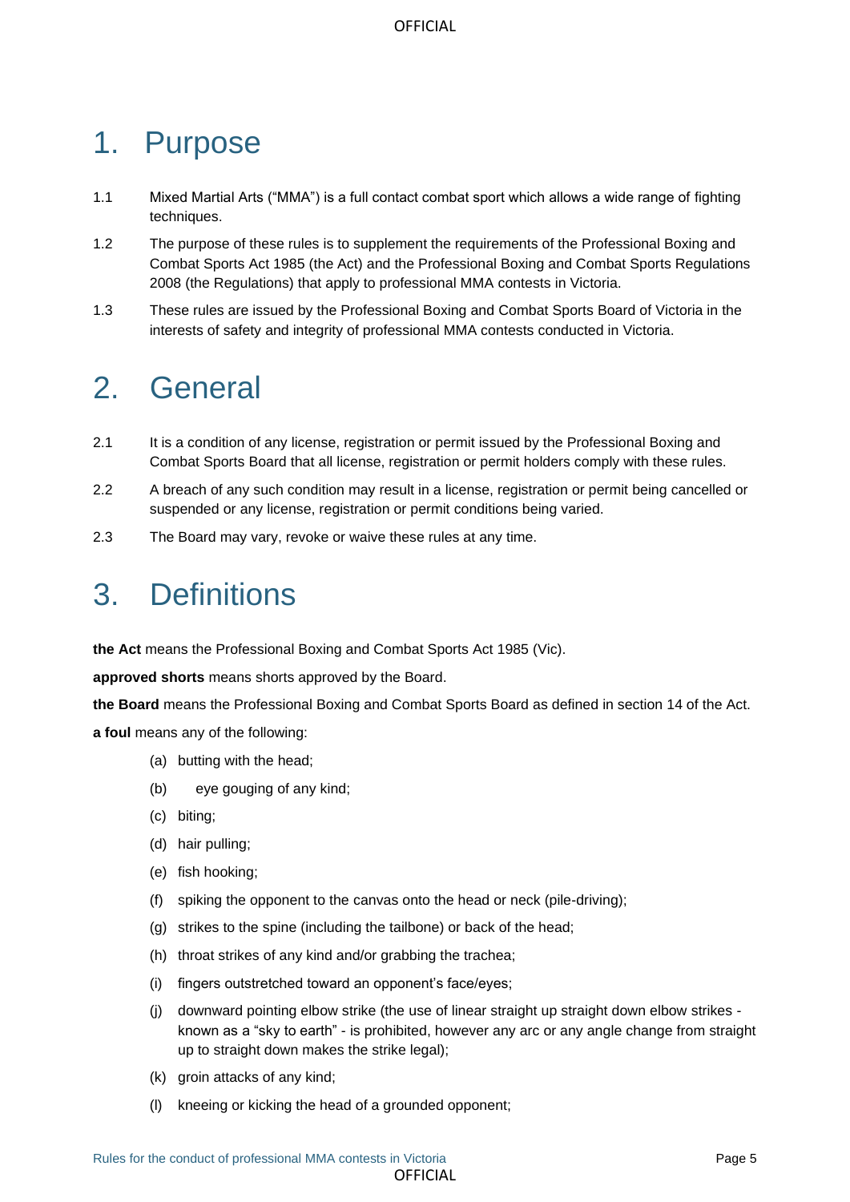# 1. Purpose

1.1 Mixed Martial Arts ("MMA") is a full contact combat sport which allows a wide range of fighting techniques.

1.2 The purpose of these rules is to supplement the requirements of the Professional Boxing and Combat Sports Act 1985 (the Act) and the Professional Boxing and Combat Sports Regulations 2008 (the Regulations) that apply to professional MMA contests in Victoria.

1.3 These rules are issued by the Professional Boxing and Combat Sports Board of Victoria in the interests of safety and integrity of professional MMA contests conducted in Victoria.

# 2. General

2.1 It is a condition of any license, registration or permit issued by the Professional Boxing and Combat Sports Board that all license, registration or permit holders comply with these rules.

2.2 A breach of any such condition may result in a license, registration or permit being cancelled or suspended or any license, registration or permit conditions being varied.

2.3 The Board may vary, revoke or waive these rules at any time.

# 3. Definitions

**the Act** means the Professional Boxing and Combat Sports Act 1985 (Vic).

**approved shorts** means shorts approved by the Board.

**the Board** means the Professional Boxing and Combat Sports Board as defined in section 14 of the Act.

**a foul** means any of the following:

(a) butting with the head;

(b) eye gouging of any kind;

(c) biting;

(d) hair pulling;

(e) fish hooking;

(f) spiking the opponent to the canvas onto the head or neck (pile-driving);

(g) strikes to the spine (including the tailbone) or back of the head;

(h) throat strikes of any kind and/or grabbing the trachea;

(i) fingers outstretched toward an opponent's face/eyes;

(j) downward pointing elbow strike (the use of linear straight up straight down elbow strikes - known as a "sky to earth" - is prohibited, however any arc or any angle change from straight up to straight down makes the strike legal);

(k) groin attacks of any kind;

(l) kneeing or kicking the head of a grounded opponent;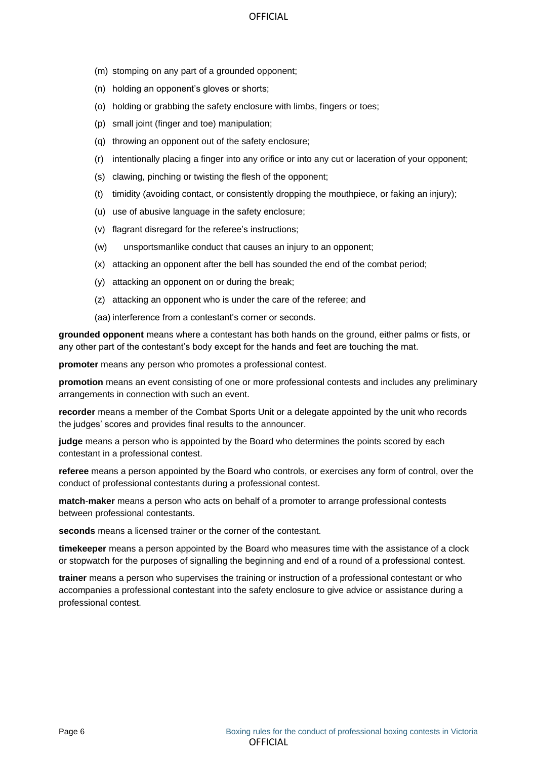(m) stomping on any part of a grounded opponent;

(n) holding an opponent's gloves or shorts;

(o) holding or grabbing the safety enclosure with limbs, fingers or toes;

(p) small joint (finger and toe) manipulation;

(q) throwing an opponent out of the safety enclosure;

(r) intentionally placing a finger into any orifice or into any cut or laceration of your opponent;

(s) clawing, pinching or twisting the flesh of the opponent;

(t) timidity (avoiding contact, or consistently dropping the mouthpiece, or faking an injury);

(u) use of abusive language in the safety enclosure;

(v) flagrant disregard for the referee's instructions;

(w) unsportsmanlike conduct that causes an injury to an opponent;

(x) attacking an opponent after the bell has sounded the end of the combat period;

(y) attacking an opponent on or during the break;

(z) attacking an opponent who is under the care of the referee; and

(aa) interference from a contestant's corner or seconds.

**grounded opponent** means where a contestant has both hands on the ground, either palms or fists, or any other part of the contestant's body except for the hands and feet are touching the mat.

**promoter** means any person who promotes a professional contest.

**promotion** means an event consisting of one or more professional contests and includes any preliminary arrangements in connection with such an event.

**recorder** means a member of the Combat Sports Unit or a delegate appointed by the unit who records the judges' scores and provides final results to the announcer.

**judge** means a person who is appointed by the Board who determines the points scored by each contestant in a professional contest.

**referee** means a person appointed by the Board who controls, or exercises any form of control, over the conduct of professional contestants during a professional contest.

**match-maker** means a person who acts on behalf of a promoter to arrange professional contests between professional contestants.

**seconds** means a licensed trainer or the corner of the contestant.

**timekeeper** means a person appointed by the Board who measures time with the assistance of a clock or stopwatch for the purposes of signalling the beginning and end of a round of a professional contest.

**trainer** means a person who supervises the training or instruction of a professional contestant or who accompanies a professional contestant into the safety enclosure to give advice or assistance during a professional contest.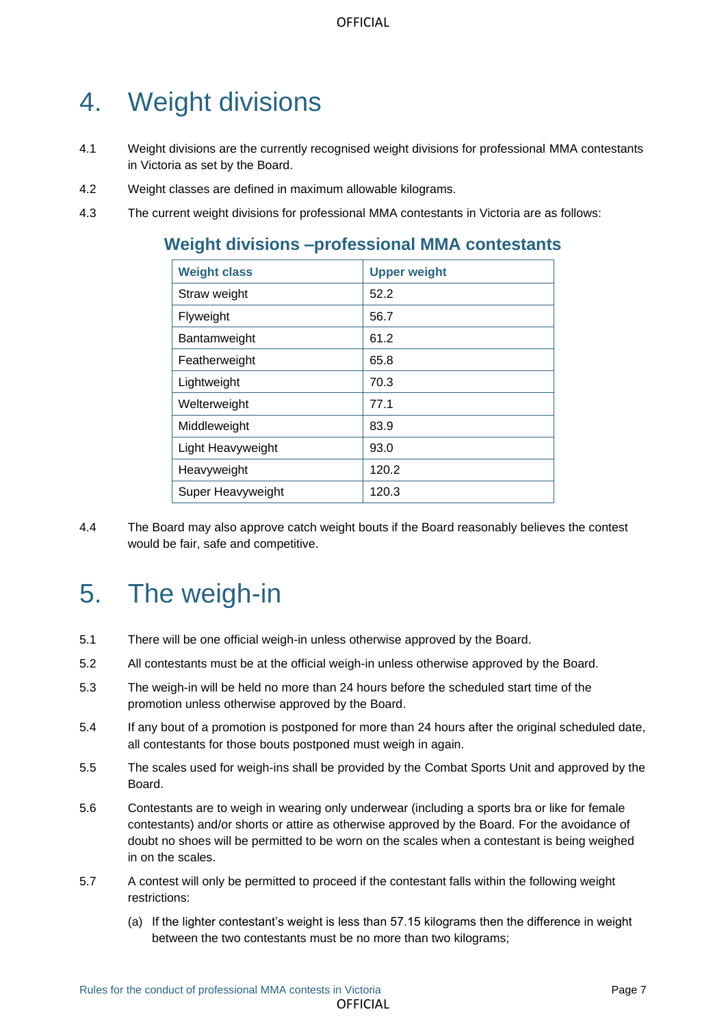# 4. Weight divisions

4.1 Weight divisions are the currently recognised weight divisions for professional MMA contestants in Victoria as set by the Board.

4.2 Weight classes are defined in maximum allowable kilograms.

4.3 The current weight divisions for professional MMA contestants in Victoria are as follows:

### Weight divisions –professional MMA contestants

| Weight class | Upper weight |
|---|---|
| Straw weight | 52.2 |
| Flyweight | 56.7 |
| Bantamweight | 61.2 |
| Featherweight | 65.8 |
| Lightweight | 70.3 |
| Welterweight | 77.1 |
| Middleweight | 83.9 |
| Light Heavyweight | 93.0 |
| Heavyweight | 120.2 |
| Super Heavyweight | 120.3 |

4.4 The Board may also approve catch weight bouts if the Board reasonably believes the contest would be fair, safe and competitive.

# 5. The weigh-in

5.1 There will be one official weigh-in unless otherwise approved by the Board.

5.2 All contestants must be at the official weigh-in unless otherwise approved by the Board.

5.3 The weigh-in will be held no more than 24 hours before the scheduled start time of the promotion unless otherwise approved by the Board.

5.4 If any bout of a promotion is postponed for more than 24 hours after the original scheduled date, all contestants for those bouts postponed must weigh in again.

5.5 The scales used for weigh-ins shall be provided by the Combat Sports Unit and approved by the Board.

5.6 Contestants are to weigh in wearing only underwear (including a sports bra or like for female contestants) and/or shorts or attire as otherwise approved by the Board. For the avoidance of doubt no shoes will be permitted to be worn on the scales when a contestant is being weighed in on the scales.

5.7 A contest will only be permitted to proceed if the contestant falls within the following weight restrictions:

(a) If the lighter contestant's weight is less than 57.15 kilograms then the difference in weight between the two contestants must be no more than two kilograms;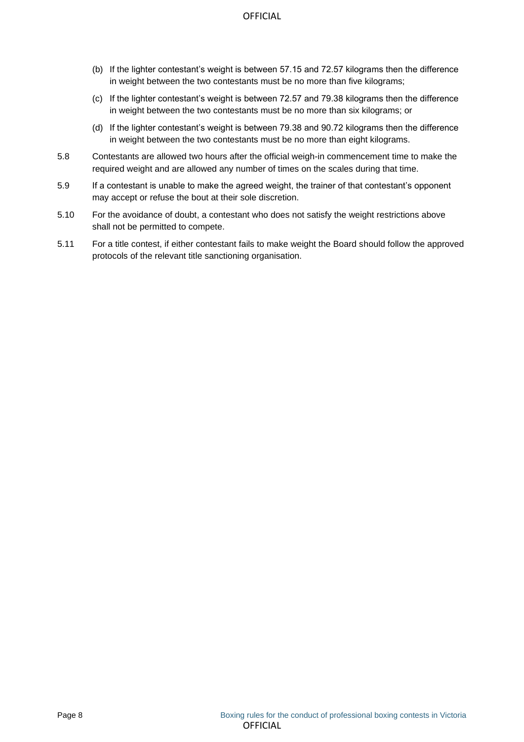(b) If the lighter contestant's weight is between 57.15 and 72.57 kilograms then the difference in weight between the two contestants must be no more than five kilograms;

(c) If the lighter contestant's weight is between 72.57 and 79.38 kilograms then the difference in weight between the two contestants must be no more than six kilograms; or

(d) If the lighter contestant's weight is between 79.38 and 90.72 kilograms then the difference in weight between the two contestants must be no more than eight kilograms.

5.8 Contestants are allowed two hours after the official weigh-in commencement time to make the required weight and are allowed any number of times on the scales during that time.

5.9 If a contestant is unable to make the agreed weight, the trainer of that contestant's opponent may accept or refuse the bout at their sole discretion.

5.10 For the avoidance of doubt, a contestant who does not satisfy the weight restrictions above shall not be permitted to compete.

5.11 For a title contest, if either contestant fails to make weight the Board should follow the approved protocols of the relevant title sanctioning organisation.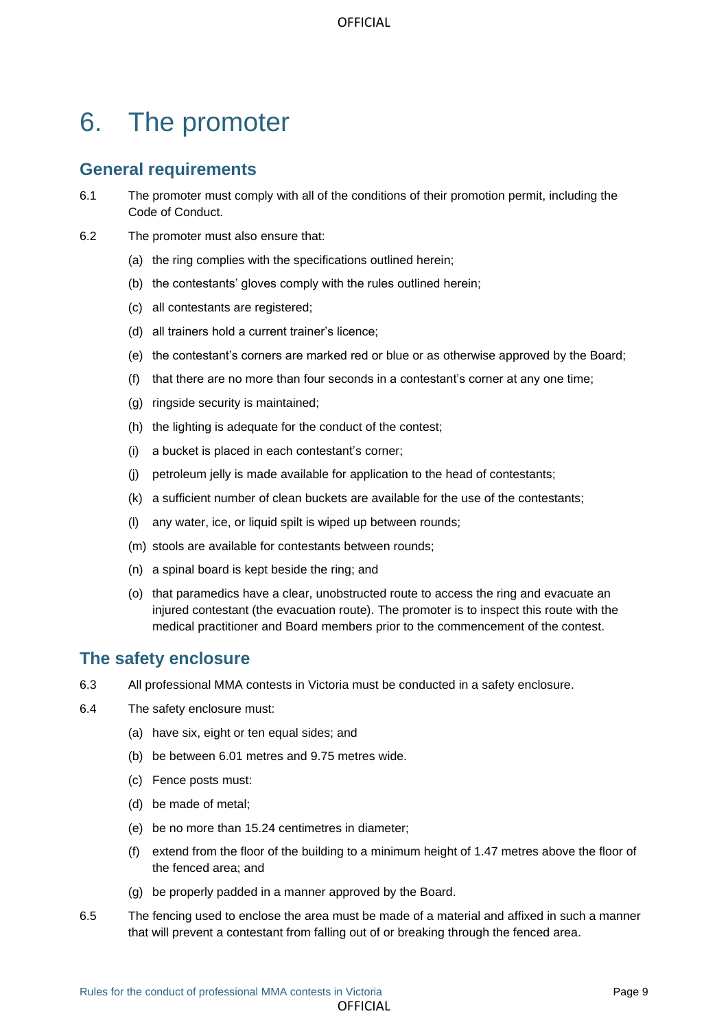# 6. The promoter

## General requirements

6.1 The promoter must comply with all of the conditions of their promotion permit, including the Code of Conduct.

6.2 The promoter must also ensure that:

(a) the ring complies with the specifications outlined herein;

(b) the contestants' gloves comply with the rules outlined herein;

(c) all contestants are registered;

(d) all trainers hold a current trainer's licence;

(e) the contestant's corners are marked red or blue or as otherwise approved by the Board;

(f) that there are no more than four seconds in a contestant's corner at any one time;

(g) ringside security is maintained;

(h) the lighting is adequate for the conduct of the contest;

(i) a bucket is placed in each contestant's corner;

(j) petroleum jelly is made available for application to the head of contestants;

(k) a sufficient number of clean buckets are available for the use of the contestants;

(l) any water, ice, or liquid spilt is wiped up between rounds;

(m) stools are available for contestants between rounds;

(n) a spinal board is kept beside the ring; and

(o) that paramedics have a clear, unobstructed route to access the ring and evacuate an injured contestant (the evacuation route). The promoter is to inspect this route with the medical practitioner and Board members prior to the commencement of the contest.

## The safety enclosure

6.3 All professional MMA contests in Victoria must be conducted in a safety enclosure.

6.4 The safety enclosure must:

(a) have six, eight or ten equal sides; and

(b) be between 6.01 metres and 9.75 metres wide.

(c) Fence posts must:

(d) be made of metal;

(e) be no more than 15.24 centimetres in diameter;

(f) extend from the floor of the building to a minimum height of 1.47 metres above the floor of the fenced area; and

(g) be properly padded in a manner approved by the Board.

6.5 The fencing used to enclose the area must be made of a material and affixed in such a manner that will prevent a contestant from falling out of or breaking through the fenced area.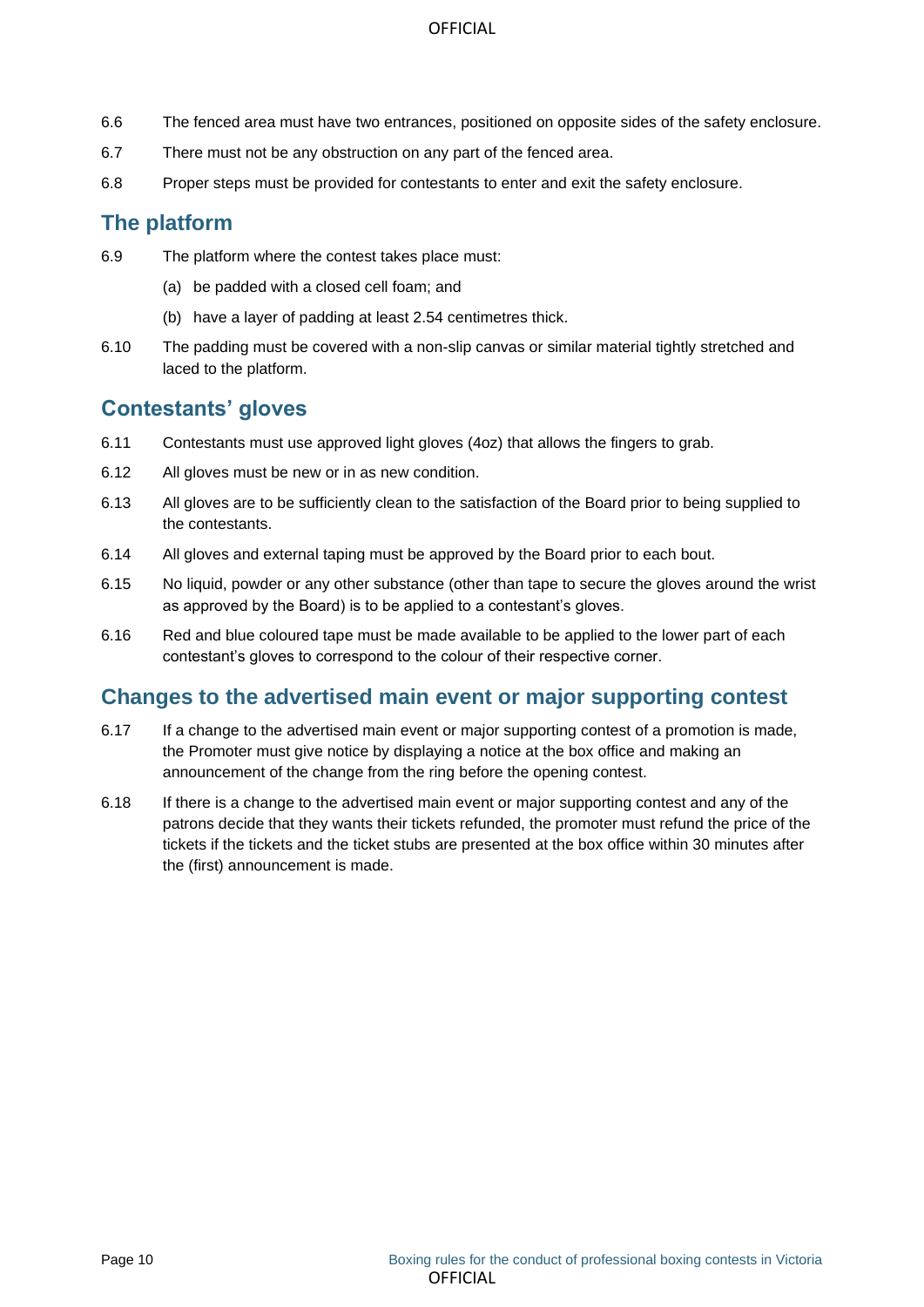6.6 The fenced area must have two entrances, positioned on opposite sides of the safety enclosure.

6.7 There must not be any obstruction on any part of the fenced area.

6.8 Proper steps must be provided for contestants to enter and exit the safety enclosure.

## The platform

6.9 The platform where the contest takes place must:

(a) be padded with a closed cell foam; and

(b) have a layer of padding at least 2.54 centimetres thick.

6.10 The padding must be covered with a non-slip canvas or similar material tightly stretched and laced to the platform.

## Contestants' gloves

6.11 Contestants must use approved light gloves (4oz) that allows the fingers to grab.

6.12 All gloves must be new or in as new condition.

6.13 All gloves are to be sufficiently clean to the satisfaction of the Board prior to being supplied to the contestants.

6.14 All gloves and external taping must be approved by the Board prior to each bout.

6.15 No liquid, powder or any other substance (other than tape to secure the gloves around the wrist as approved by the Board) is to be applied to a contestant's gloves.

6.16 Red and blue coloured tape must be made available to be applied to the lower part of each contestant's gloves to correspond to the colour of their respective corner.

## Changes to the advertised main event or major supporting contest

6.17 If a change to the advertised main event or major supporting contest of a promotion is made, the Promoter must give notice by displaying a notice at the box office and making an announcement of the change from the ring before the opening contest.

6.18 If there is a change to the advertised main event or major supporting contest and any of the patrons decide that they wants their tickets refunded, the promoter must refund the price of the tickets if the tickets and the ticket stubs are presented at the box office within 30 minutes after the (first) announcement is made.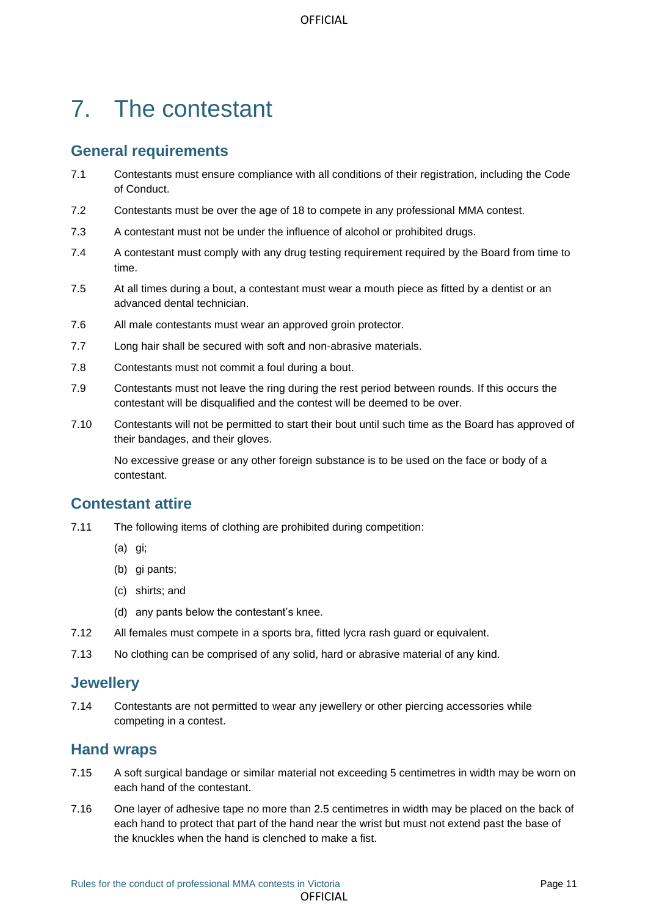# 7. The contestant

## General requirements

7.1 Contestants must ensure compliance with all conditions of their registration, including the Code of Conduct.

7.2 Contestants must be over the age of 18 to compete in any professional MMA contest.

7.3 A contestant must not be under the influence of alcohol or prohibited drugs.

7.4 A contestant must comply with any drug testing requirement required by the Board from time to time.

7.5 At all times during a bout, a contestant must wear a mouth piece as fitted by a dentist or an advanced dental technician.

7.6 All male contestants must wear an approved groin protector.

7.7 Long hair shall be secured with soft and non-abrasive materials.

7.8 Contestants must not commit a foul during a bout.

7.9 Contestants must not leave the ring during the rest period between rounds. If this occurs the contestant will be disqualified and the contest will be deemed to be over.

7.10 Contestants will not be permitted to start their bout until such time as the Board has approved of their bandages, and their gloves.

No excessive grease or any other foreign substance is to be used on the face or body of a contestant.

## Contestant attire

7.11 The following items of clothing are prohibited during competition:

(a) gi;

(b) gi pants;

(c) shirts; and

(d) any pants below the contestant's knee.

7.12 All females must compete in a sports bra, fitted lycra rash guard or equivalent.

7.13 No clothing can be comprised of any solid, hard or abrasive material of any kind.

## Jewellery

7.14 Contestants are not permitted to wear any jewellery or other piercing accessories while competing in a contest.

## Hand wraps

7.15 A soft surgical bandage or similar material not exceeding 5 centimetres in width may be worn on each hand of the contestant.

7.16 One layer of adhesive tape no more than 2.5 centimetres in width may be placed on the back of each hand to protect that part of the hand near the wrist but must not extend past the base of the knuckles when the hand is clenched to make a fist.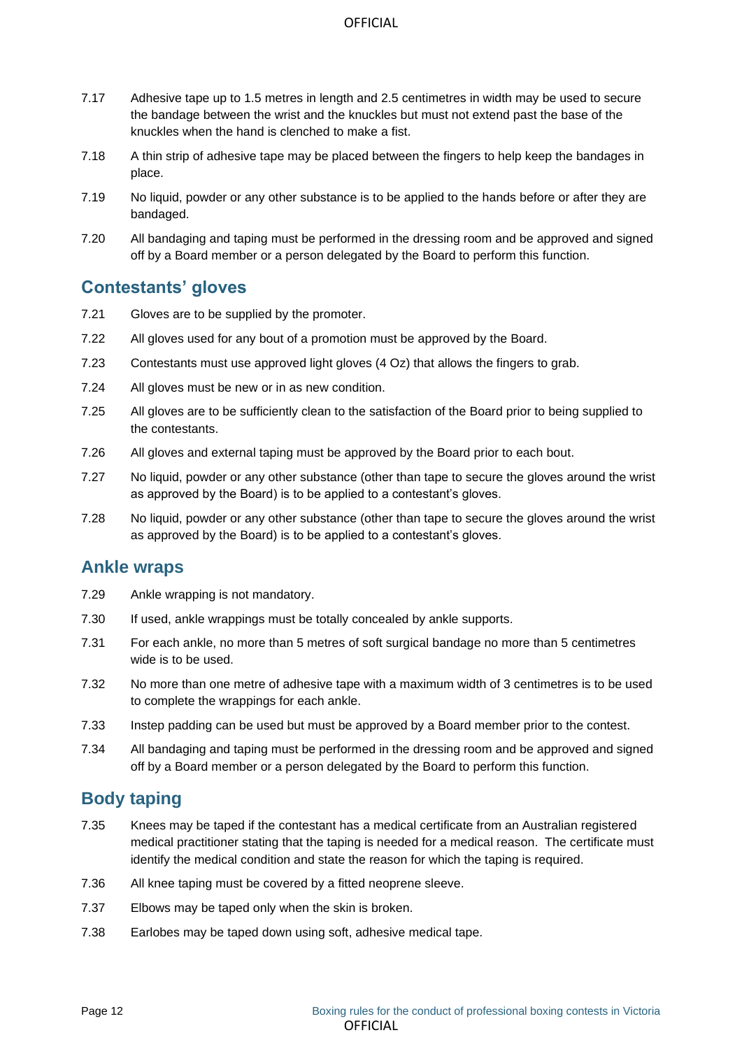7.17 Adhesive tape up to 1.5 metres in length and 2.5 centimetres in width may be used to secure the bandage between the wrist and the knuckles but must not extend past the base of the knuckles when the hand is clenched to make a fist.

7.18 A thin strip of adhesive tape may be placed between the fingers to help keep the bandages in place.

7.19 No liquid, powder or any other substance is to be applied to the hands before or after they are bandaged.

7.20 All bandaging and taping must be performed in the dressing room and be approved and signed off by a Board member or a person delegated by the Board to perform this function.

## Contestants' gloves

7.21 Gloves are to be supplied by the promoter.

7.22 All gloves used for any bout of a promotion must be approved by the Board.

7.23 Contestants must use approved light gloves (4 Oz) that allows the fingers to grab.

7.24 All gloves must be new or in as new condition.

7.25 All gloves are to be sufficiently clean to the satisfaction of the Board prior to being supplied to the contestants.

7.26 All gloves and external taping must be approved by the Board prior to each bout.

7.27 No liquid, powder or any other substance (other than tape to secure the gloves around the wrist as approved by the Board) is to be applied to a contestant's gloves.

7.28 No liquid, powder or any other substance (other than tape to secure the gloves around the wrist as approved by the Board) is to be applied to a contestant's gloves.

## Ankle wraps

7.29 Ankle wrapping is not mandatory.

7.30 If used, ankle wrappings must be totally concealed by ankle supports.

7.31 For each ankle, no more than 5 metres of soft surgical bandage no more than 5 centimetres wide is to be used.

7.32 No more than one metre of adhesive tape with a maximum width of 3 centimetres is to be used to complete the wrappings for each ankle.

7.33 Instep padding can be used but must be approved by a Board member prior to the contest.

7.34 All bandaging and taping must be performed in the dressing room and be approved and signed off by a Board member or a person delegated by the Board to perform this function.

## Body taping

7.35 Knees may be taped if the contestant has a medical certificate from an Australian registered medical practitioner stating that the taping is needed for a medical reason. The certificate must identify the medical condition and state the reason for which the taping is required.

7.36 All knee taping must be covered by a fitted neoprene sleeve.

7.37 Elbows may be taped only when the skin is broken.

7.38 Earlobes may be taped down using soft, adhesive medical tape.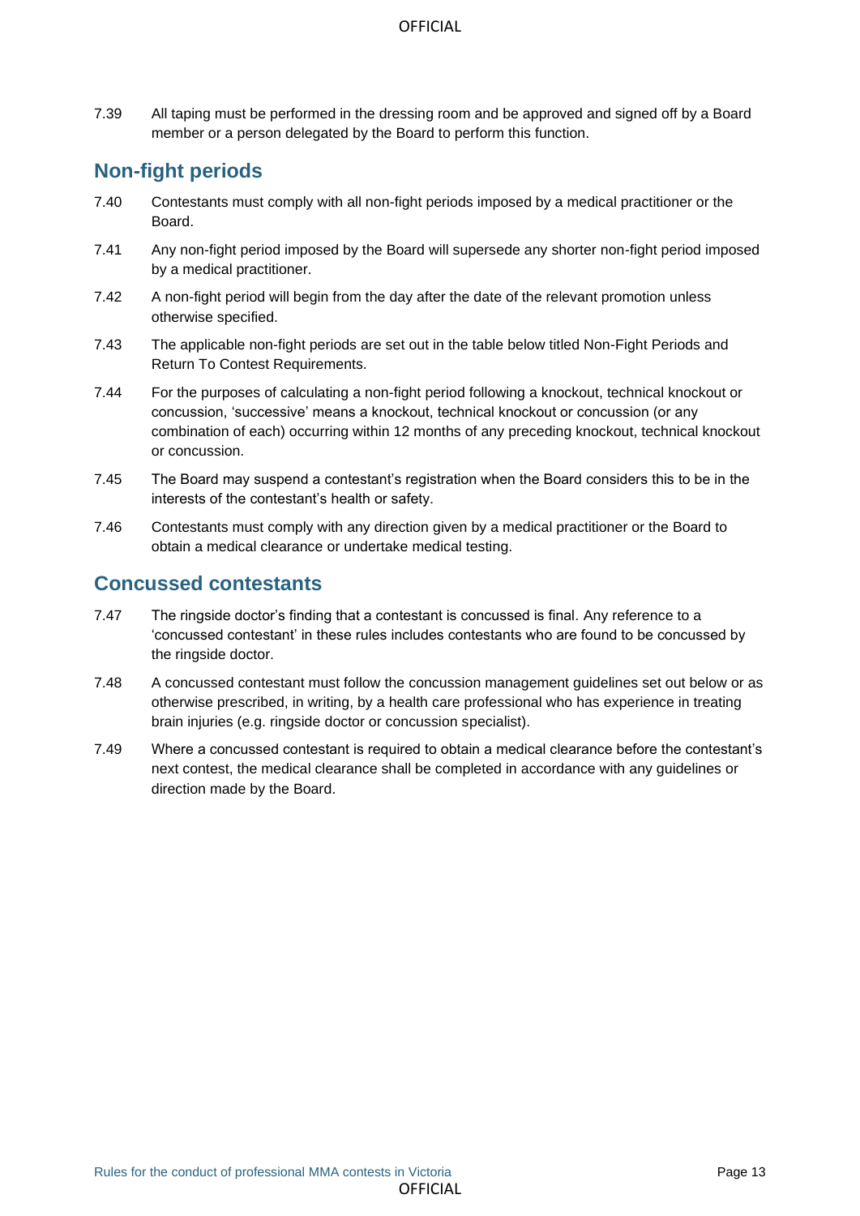7.39 All taping must be performed in the dressing room and be approved and signed off by a Board member or a person delegated by the Board to perform this function.

## Non-fight periods

7.40 Contestants must comply with all non-fight periods imposed by a medical practitioner or the Board.

7.41 Any non-fight period imposed by the Board will supersede any shorter non-fight period imposed by a medical practitioner.

7.42 A non-fight period will begin from the day after the date of the relevant promotion unless otherwise specified.

7.43 The applicable non-fight periods are set out in the table below titled Non-Fight Periods and Return To Contest Requirements.

7.44 For the purposes of calculating a non-fight period following a knockout, technical knockout or concussion, 'successive' means a knockout, technical knockout or concussion (or any combination of each) occurring within 12 months of any preceding knockout, technical knockout or concussion.

7.45 The Board may suspend a contestant's registration when the Board considers this to be in the interests of the contestant's health or safety.

7.46 Contestants must comply with any direction given by a medical practitioner or the Board to obtain a medical clearance or undertake medical testing.

## Concussed contestants

7.47 The ringside doctor's finding that a contestant is concussed is final. Any reference to a 'concussed contestant' in these rules includes contestants who are found to be concussed by the ringside doctor.

7.48 A concussed contestant must follow the concussion management guidelines set out below or as otherwise prescribed, in writing, by a health care professional who has experience in treating brain injuries (e.g. ringside doctor or concussion specialist).

7.49 Where a concussed contestant is required to obtain a medical clearance before the contestant's next contest, the medical clearance shall be completed in accordance with any guidelines or direction made by the Board.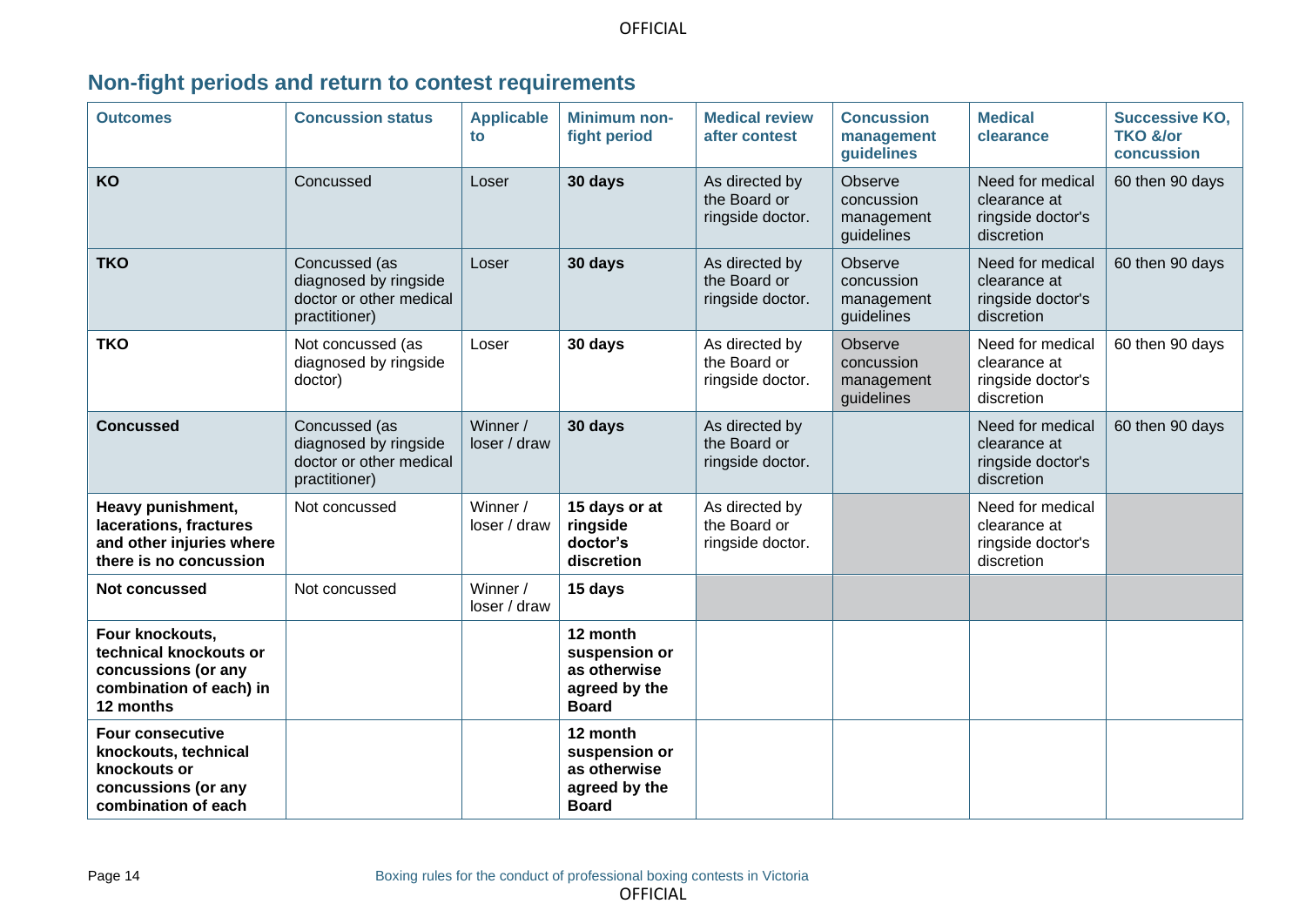## Non-fight periods and return to contest requirements

| Outcomes | Concussion status | Applicable to | Minimum non-fight period | Medical review after contest | Concussion management guidelines | Medical clearance | Successive KO, TKO &/or concussion |
|---|---|---|---|---|---|---|---|
| **KO** | Concussed | Loser | **30 days** | As directed by the Board or ringside doctor. | Observe concussion management guidelines | Need for medical clearance at ringside doctor's discretion | 60 then 90 days |
| **TKO** | Concussed (as diagnosed by ringside doctor or other medical practitioner) | Loser | **30 days** | As directed by the Board or ringside doctor. | Observe concussion management guidelines | Need for medical clearance at ringside doctor's discretion | 60 then 90 days |
| **TKO** | Not concussed (as diagnosed by ringside doctor) | Loser | **30 days** | As directed by the Board or ringside doctor. | Observe concussion management guidelines | Need for medical clearance at ringside doctor's discretion | 60 then 90 days |
| **Concussed** | Concussed (as diagnosed by ringside doctor or other medical practitioner) | Winner / loser / draw | **30 days** | As directed by the Board or ringside doctor. | | Need for medical clearance at ringside doctor's discretion | 60 then 90 days |
| **Heavy punishment, lacerations, fractures and other injuries where there is no concussion** | Not concussed | Winner / loser / draw | **15 days or at ringside doctor's discretion** | As directed by the Board or ringside doctor. | | Need for medical clearance at ringside doctor's discretion | |
| **Not concussed** | Not concussed | Winner / loser / draw | **15 days** | | | | |
| **Four knockouts, technical knockouts or concussions (or any combination of each) in 12 months** | | | **12 month suspension or as otherwise agreed by the Board** | | | | |
| **Four consecutive knockouts, technical knockouts or concussions (or any combination of each** | | | **12 month suspension or as otherwise agreed by the Board** | | | | |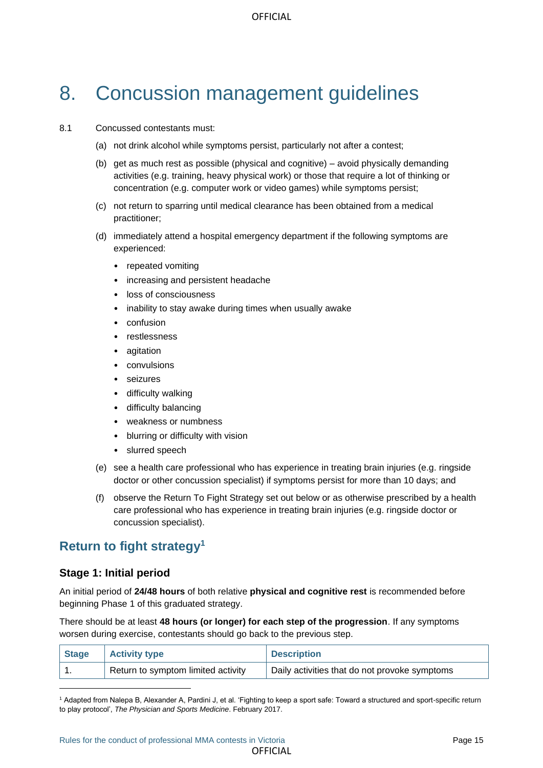# 8. Concussion management guidelines

8.1 Concussed contestants must:

(a) not drink alcohol while symptoms persist, particularly not after a contest;

(b) get as much rest as possible (physical and cognitive) – avoid physically demanding activities (e.g. training, heavy physical work) or those that require a lot of thinking or concentration (e.g. computer work or video games) while symptoms persist;

(c) not return to sparring until medical clearance has been obtained from a medical practitioner;

(d) immediately attend a hospital emergency department if the following symptoms are experienced:

- repeated vomiting
- increasing and persistent headache
- loss of consciousness
- inability to stay awake during times when usually awake
- confusion
- restlessness
- agitation
- convulsions
- seizures
- difficulty walking
- difficulty balancing
- weakness or numbness
- blurring or difficulty with vision
- slurred speech

(e) see a health care professional who has experience in treating brain injuries (e.g. ringside doctor or other concussion specialist) if symptoms persist for more than 10 days; and

(f) observe the Return To Fight Strategy set out below or as otherwise prescribed by a health care professional who has experience in treating brain injuries (e.g. ringside doctor or concussion specialist).

## Return to fight strategy[1]

### Stage 1: Initial period

An initial period of **24/48 hours** of both relative **physical and cognitive rest** is recommended before beginning Phase 1 of this graduated strategy.

There should be at least **48 hours (or longer) for each step of the progression**. If any symptoms worsen during exercise, contestants should go back to the previous step.

| Stage | Activity type | Description |
|---|---|---|
| 1. | Return to symptom limited activity | Daily activities that do not provoke symptoms |

[1] Adapted from Nalepa B, Alexander A, Pardini J, et al. 'Fighting to keep a sport safe: Toward a structured and sport-specific return to play protocol', *The Physician and Sports Medicine*. February 2017.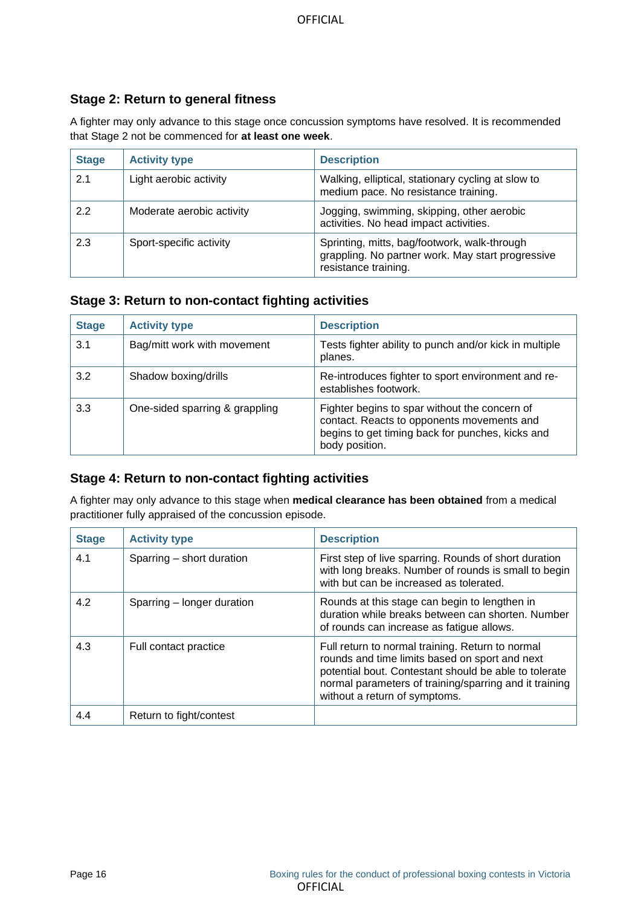### Stage 2: Return to general fitness

A fighter may only advance to this stage once concussion symptoms have resolved. It is recommended that Stage 2 not be commenced for **at least one week**.

| Stage | Activity type | Description |
|---|---|---|
| 2.1 | Light aerobic activity | Walking, elliptical, stationary cycling at slow to medium pace. No resistance training. |
| 2.2 | Moderate aerobic activity | Jogging, swimming, skipping, other aerobic activities. No head impact activities. |
| 2.3 | Sport-specific activity | Sprinting, mitts, bag/footwork, walk-through grappling. No partner work. May start progressive resistance training. |

### Stage 3: Return to non-contact fighting activities

| Stage | Activity type | Description |
|---|---|---|
| 3.1 | Bag/mitt work with movement | Tests fighter ability to punch and/or kick in multiple planes. |
| 3.2 | Shadow boxing/drills | Re-introduces fighter to sport environment and re-establishes footwork. |
| 3.3 | One-sided sparring & grappling | Fighter begins to spar without the concern of contact. Reacts to opponents movements and begins to get timing back for punches, kicks and body position. |

### Stage 4: Return to non-contact fighting activities

A fighter may only advance to this stage when **medical clearance has been obtained** from a medical practitioner fully appraised of the concussion episode.

| Stage | Activity type | Description |
|---|---|---|
| 4.1 | Sparring – short duration | First step of live sparring. Rounds of short duration with long breaks. Number of rounds is small to begin with but can be increased as tolerated. |
| 4.2 | Sparring – longer duration | Rounds at this stage can begin to lengthen in duration while breaks between can shorten. Number of rounds can increase as fatigue allows. |
| 4.3 | Full contact practice | Full return to normal training. Return to normal rounds and time limits based on sport and next potential bout. Contestant should be able to tolerate normal parameters of training/sparring and it training without a return of symptoms. |
| 4.4 | Return to fight/contest | |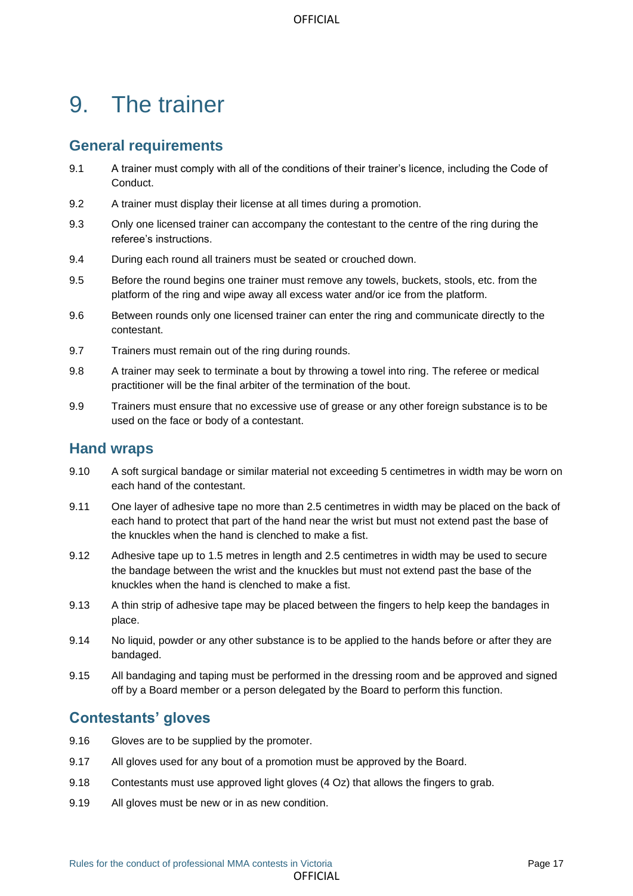# 9. The trainer

## General requirements

9.1 A trainer must comply with all of the conditions of their trainer's licence, including the Code of Conduct.

9.2 A trainer must display their license at all times during a promotion.

9.3 Only one licensed trainer can accompany the contestant to the centre of the ring during the referee's instructions.

9.4 During each round all trainers must be seated or crouched down.

9.5 Before the round begins one trainer must remove any towels, buckets, stools, etc. from the platform of the ring and wipe away all excess water and/or ice from the platform.

9.6 Between rounds only one licensed trainer can enter the ring and communicate directly to the contestant.

9.7 Trainers must remain out of the ring during rounds.

9.8 A trainer may seek to terminate a bout by throwing a towel into ring. The referee or medical practitioner will be the final arbiter of the termination of the bout.

9.9 Trainers must ensure that no excessive use of grease or any other foreign substance is to be used on the face or body of a contestant.

## Hand wraps

9.10 A soft surgical bandage or similar material not exceeding 5 centimetres in width may be worn on each hand of the contestant.

9.11 One layer of adhesive tape no more than 2.5 centimetres in width may be placed on the back of each hand to protect that part of the hand near the wrist but must not extend past the base of the knuckles when the hand is clenched to make a fist.

9.12 Adhesive tape up to 1.5 metres in length and 2.5 centimetres in width may be used to secure the bandage between the wrist and the knuckles but must not extend past the base of the knuckles when the hand is clenched to make a fist.

9.13 A thin strip of adhesive tape may be placed between the fingers to help keep the bandages in place.

9.14 No liquid, powder or any other substance is to be applied to the hands before or after they are bandaged.

9.15 All bandaging and taping must be performed in the dressing room and be approved and signed off by a Board member or a person delegated by the Board to perform this function.

## Contestants' gloves

9.16 Gloves are to be supplied by the promoter.

9.17 All gloves used for any bout of a promotion must be approved by the Board.

9.18 Contestants must use approved light gloves (4 Oz) that allows the fingers to grab.

9.19 All gloves must be new or in as new condition.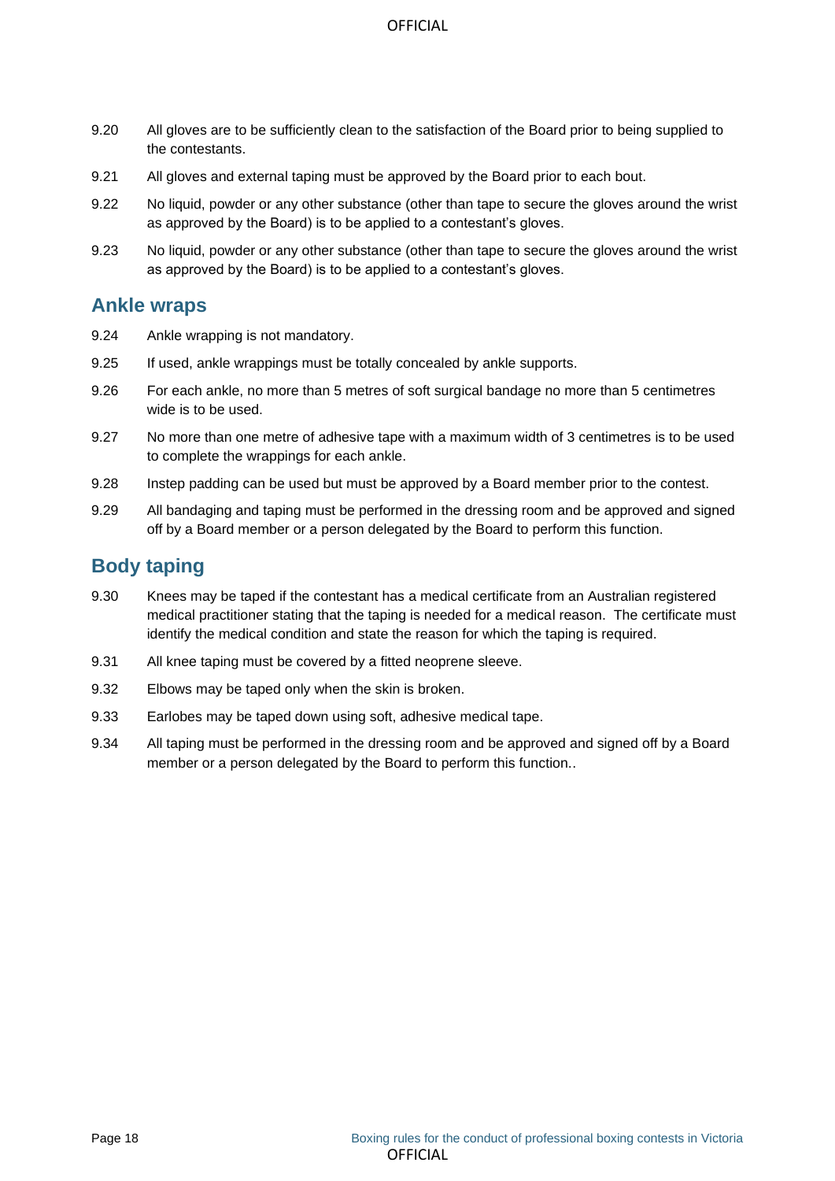9.20 All gloves are to be sufficiently clean to the satisfaction of the Board prior to being supplied to the contestants.

9.21 All gloves and external taping must be approved by the Board prior to each bout.

9.22 No liquid, powder or any other substance (other than tape to secure the gloves around the wrist as approved by the Board) is to be applied to a contestant's gloves.

9.23 No liquid, powder or any other substance (other than tape to secure the gloves around the wrist as approved by the Board) is to be applied to a contestant's gloves.

## Ankle wraps

9.24 Ankle wrapping is not mandatory.

9.25 If used, ankle wrappings must be totally concealed by ankle supports.

9.26 For each ankle, no more than 5 metres of soft surgical bandage no more than 5 centimetres wide is to be used.

9.27 No more than one metre of adhesive tape with a maximum width of 3 centimetres is to be used to complete the wrappings for each ankle.

9.28 Instep padding can be used but must be approved by a Board member prior to the contest.

9.29 All bandaging and taping must be performed in the dressing room and be approved and signed off by a Board member or a person delegated by the Board to perform this function.

## Body taping

9.30 Knees may be taped if the contestant has a medical certificate from an Australian registered medical practitioner stating that the taping is needed for a medical reason. The certificate must identify the medical condition and state the reason for which the taping is required.

9.31 All knee taping must be covered by a fitted neoprene sleeve.

9.32 Elbows may be taped only when the skin is broken.

9.33 Earlobes may be taped down using soft, adhesive medical tape.

9.34 All taping must be performed in the dressing room and be approved and signed off by a Board member or a person delegated by the Board to perform this function..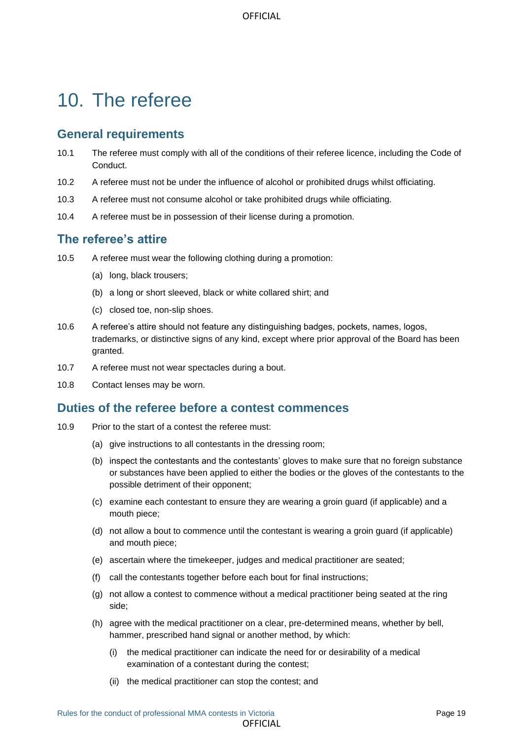# 10. The referee

## General requirements

10.1 The referee must comply with all of the conditions of their referee licence, including the Code of Conduct.

10.2 A referee must not be under the influence of alcohol or prohibited drugs whilst officiating.

10.3 A referee must not consume alcohol or take prohibited drugs while officiating.

10.4 A referee must be in possession of their license during a promotion.

## The referee's attire

10.5 A referee must wear the following clothing during a promotion:

(a) long, black trousers;

(b) a long or short sleeved, black or white collared shirt; and

(c) closed toe, non-slip shoes.

10.6 A referee's attire should not feature any distinguishing badges, pockets, names, logos, trademarks, or distinctive signs of any kind, except where prior approval of the Board has been granted.

10.7 A referee must not wear spectacles during a bout.

10.8 Contact lenses may be worn.

## Duties of the referee before a contest commences

10.9 Prior to the start of a contest the referee must:

(a) give instructions to all contestants in the dressing room;

(b) inspect the contestants and the contestants' gloves to make sure that no foreign substance or substances have been applied to either the bodies or the gloves of the contestants to the possible detriment of their opponent;

(c) examine each contestant to ensure they are wearing a groin guard (if applicable) and a mouth piece;

(d) not allow a bout to commence until the contestant is wearing a groin guard (if applicable) and mouth piece;

(e) ascertain where the timekeeper, judges and medical practitioner are seated;

(f) call the contestants together before each bout for final instructions;

(g) not allow a contest to commence without a medical practitioner being seated at the ring side;

(h) agree with the medical practitioner on a clear, pre-determined means, whether by bell, hammer, prescribed hand signal or another method, by which:

(i) the medical practitioner can indicate the need for or desirability of a medical examination of a contestant during the contest;

(ii) the medical practitioner can stop the contest; and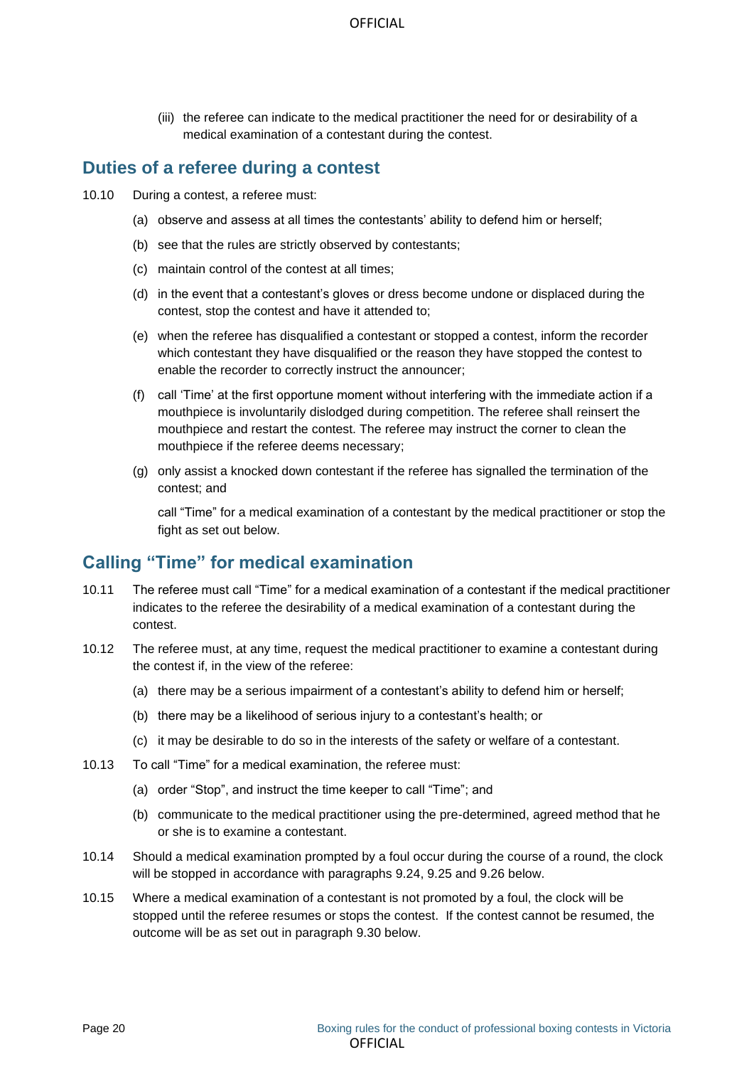(iii) the referee can indicate to the medical practitioner the need for or desirability of a medical examination of a contestant during the contest.

## Duties of a referee during a contest

10.10 During a contest, a referee must:

(a) observe and assess at all times the contestants' ability to defend him or herself;

(b) see that the rules are strictly observed by contestants;

(c) maintain control of the contest at all times;

(d) in the event that a contestant's gloves or dress become undone or displaced during the contest, stop the contest and have it attended to;

(e) when the referee has disqualified a contestant or stopped a contest, inform the recorder which contestant they have disqualified or the reason they have stopped the contest to enable the recorder to correctly instruct the announcer;

(f) call 'Time' at the first opportune moment without interfering with the immediate action if a mouthpiece is involuntarily dislodged during competition. The referee shall reinsert the mouthpiece and restart the contest. The referee may instruct the corner to clean the mouthpiece if the referee deems necessary;

(g) only assist a knocked down contestant if the referee has signalled the termination of the contest; and

call "Time" for a medical examination of a contestant by the medical practitioner or stop the fight as set out below.

## Calling "Time" for medical examination

10.11 The referee must call "Time" for a medical examination of a contestant if the medical practitioner indicates to the referee the desirability of a medical examination of a contestant during the contest.

10.12 The referee must, at any time, request the medical practitioner to examine a contestant during the contest if, in the view of the referee:

(a) there may be a serious impairment of a contestant's ability to defend him or herself;

(b) there may be a likelihood of serious injury to a contestant's health; or

(c) it may be desirable to do so in the interests of the safety or welfare of a contestant.

10.13 To call "Time" for a medical examination, the referee must:

(a) order "Stop", and instruct the time keeper to call "Time"; and

(b) communicate to the medical practitioner using the pre-determined, agreed method that he or she is to examine a contestant.

10.14 Should a medical examination prompted by a foul occur during the course of a round, the clock will be stopped in accordance with paragraphs 9.24, 9.25 and 9.26 below.

10.15 Where a medical examination of a contestant is not promoted by a foul, the clock will be stopped until the referee resumes or stops the contest. If the contest cannot be resumed, the outcome will be as set out in paragraph 9.30 below.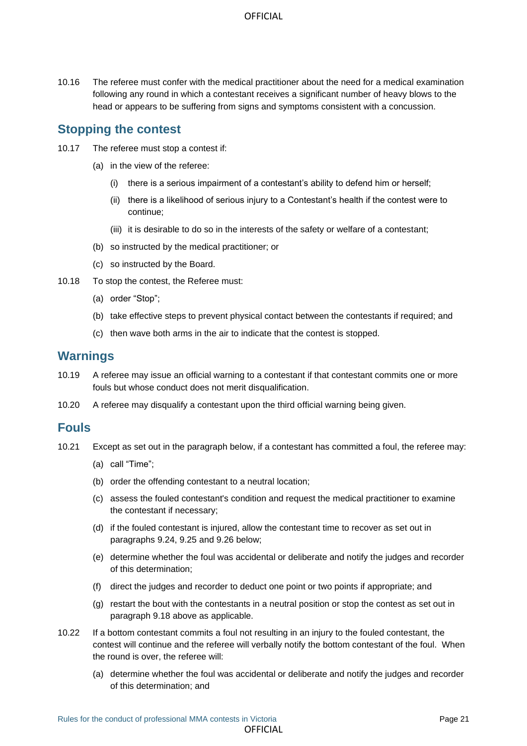10.16 The referee must confer with the medical practitioner about the need for a medical examination following any round in which a contestant receives a significant number of heavy blows to the head or appears to be suffering from signs and symptoms consistent with a concussion.

## Stopping the contest

10.17 The referee must stop a contest if:

- (a) in the view of the referee:
  - (i) there is a serious impairment of a contestant's ability to defend him or herself;
  - (ii) there is a likelihood of serious injury to a Contestant's health if the contest were to continue;
  - (iii) it is desirable to do so in the interests of the safety or welfare of a contestant;
- (b) so instructed by the medical practitioner; or
- (c) so instructed by the Board.

10.18 To stop the contest, the Referee must:

- (a) order "Stop";
- (b) take effective steps to prevent physical contact between the contestants if required; and
- (c) then wave both arms in the air to indicate that the contest is stopped.

## Warnings

10.19 A referee may issue an official warning to a contestant if that contestant commits one or more fouls but whose conduct does not merit disqualification.

10.20 A referee may disqualify a contestant upon the third official warning being given.

## Fouls

10.21 Except as set out in the paragraph below, if a contestant has committed a foul, the referee may:

- (a) call "Time";
- (b) order the offending contestant to a neutral location;
- (c) assess the fouled contestant's condition and request the medical practitioner to examine the contestant if necessary;
- (d) if the fouled contestant is injured, allow the contestant time to recover as set out in paragraphs 9.24, 9.25 and 9.26 below;
- (e) determine whether the foul was accidental or deliberate and notify the judges and recorder of this determination;
- (f) direct the judges and recorder to deduct one point or two points if appropriate; and
- (g) restart the bout with the contestants in a neutral position or stop the contest as set out in paragraph 9.18 above as applicable.

10.22 If a bottom contestant commits a foul not resulting in an injury to the fouled contestant, the contest will continue and the referee will verbally notify the bottom contestant of the foul. When the round is over, the referee will:

- (a) determine whether the foul was accidental or deliberate and notify the judges and recorder of this determination; and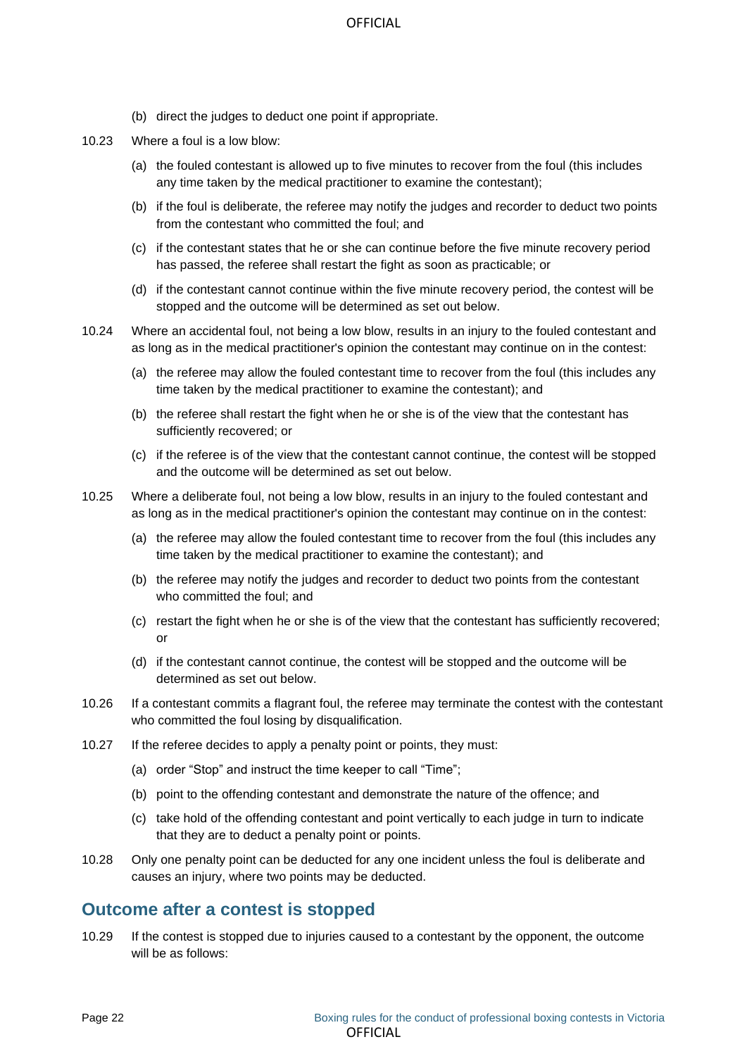(b) direct the judges to deduct one point if appropriate.

10.23 Where a foul is a low blow:

(a) the fouled contestant is allowed up to five minutes to recover from the foul (this includes any time taken by the medical practitioner to examine the contestant);

(b) if the foul is deliberate, the referee may notify the judges and recorder to deduct two points from the contestant who committed the foul; and

(c) if the contestant states that he or she can continue before the five minute recovery period has passed, the referee shall restart the fight as soon as practicable; or

(d) if the contestant cannot continue within the five minute recovery period, the contest will be stopped and the outcome will be determined as set out below.

10.24 Where an accidental foul, not being a low blow, results in an injury to the fouled contestant and as long as in the medical practitioner's opinion the contestant may continue on in the contest:

(a) the referee may allow the fouled contestant time to recover from the foul (this includes any time taken by the medical practitioner to examine the contestant); and

(b) the referee shall restart the fight when he or she is of the view that the contestant has sufficiently recovered; or

(c) if the referee is of the view that the contestant cannot continue, the contest will be stopped and the outcome will be determined as set out below.

10.25 Where a deliberate foul, not being a low blow, results in an injury to the fouled contestant and as long as in the medical practitioner's opinion the contestant may continue on in the contest:

(a) the referee may allow the fouled contestant time to recover from the foul (this includes any time taken by the medical practitioner to examine the contestant); and

(b) the referee may notify the judges and recorder to deduct two points from the contestant who committed the foul; and

(c) restart the fight when he or she is of the view that the contestant has sufficiently recovered; or

(d) if the contestant cannot continue, the contest will be stopped and the outcome will be determined as set out below.

10.26 If a contestant commits a flagrant foul, the referee may terminate the contest with the contestant who committed the foul losing by disqualification.

10.27 If the referee decides to apply a penalty point or points, they must:

(a) order "Stop" and instruct the time keeper to call "Time";

(b) point to the offending contestant and demonstrate the nature of the offence; and

(c) take hold of the offending contestant and point vertically to each judge in turn to indicate that they are to deduct a penalty point or points.

10.28 Only one penalty point can be deducted for any one incident unless the foul is deliberate and causes an injury, where two points may be deducted.

## Outcome after a contest is stopped

10.29 If the contest is stopped due to injuries caused to a contestant by the opponent, the outcome will be as follows: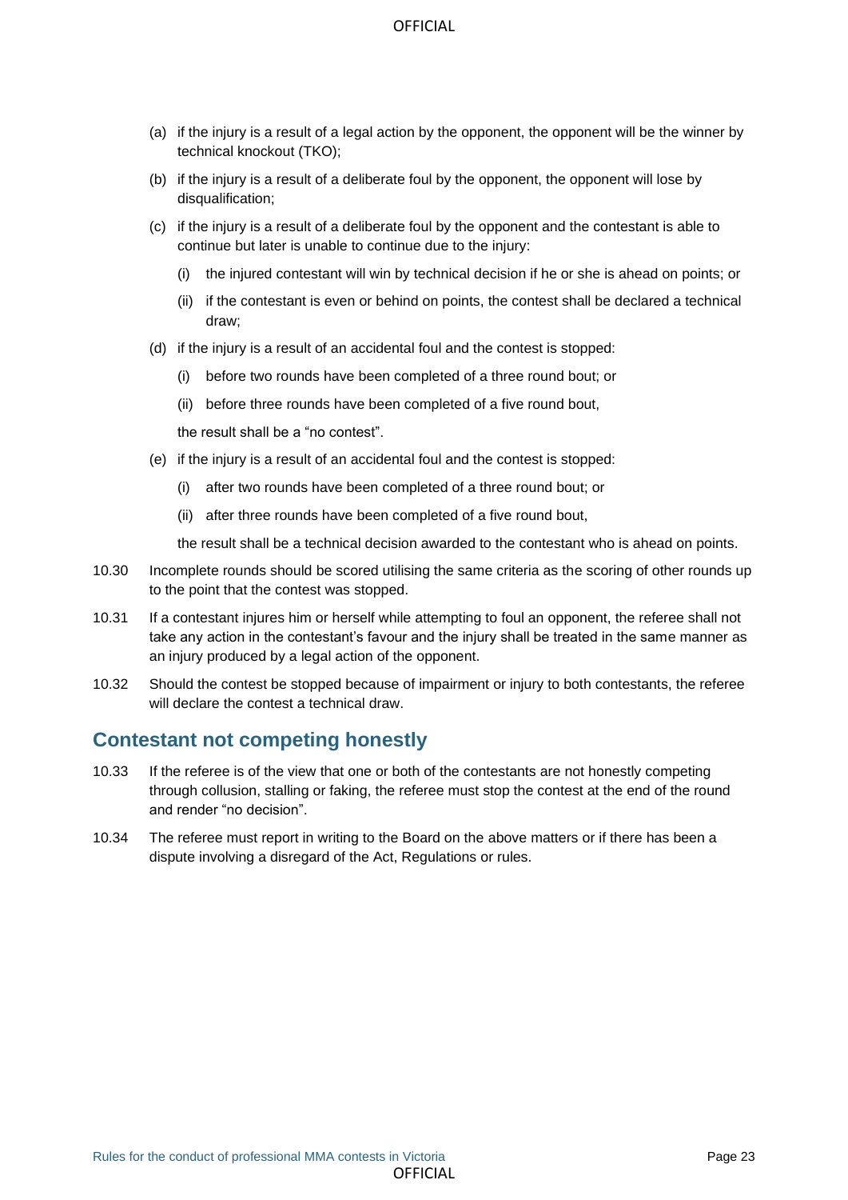(a) if the injury is a result of a legal action by the opponent, the opponent will be the winner by technical knockout (TKO);

(b) if the injury is a result of a deliberate foul by the opponent, the opponent will lose by disqualification;

(c) if the injury is a result of a deliberate foul by the opponent and the contestant is able to continue but later is unable to continue due to the injury:

  (i) the injured contestant will win by technical decision if he or she is ahead on points; or

  (ii) if the contestant is even or behind on points, the contest shall be declared a technical draw;

(d) if the injury is a result of an accidental foul and the contest is stopped:

  (i) before two rounds have been completed of a three round bout; or

  (ii) before three rounds have been completed of a five round bout,

  the result shall be a "no contest".

(e) if the injury is a result of an accidental foul and the contest is stopped:

  (i) after two rounds have been completed of a three round bout; or

  (ii) after three rounds have been completed of a five round bout,

  the result shall be a technical decision awarded to the contestant who is ahead on points.

10.30 Incomplete rounds should be scored utilising the same criteria as the scoring of other rounds up to the point that the contest was stopped.

10.31 If a contestant injures him or herself while attempting to foul an opponent, the referee shall not take any action in the contestant's favour and the injury shall be treated in the same manner as an injury produced by a legal action of the opponent.

10.32 Should the contest be stopped because of impairment or injury to both contestants, the referee will declare the contest a technical draw.

## Contestant not competing honestly

10.33 If the referee is of the view that one or both of the contestants are not honestly competing through collusion, stalling or faking, the referee must stop the contest at the end of the round and render "no decision".

10.34 The referee must report in writing to the Board on the above matters or if there has been a dispute involving a disregard of the Act, Regulations or rules.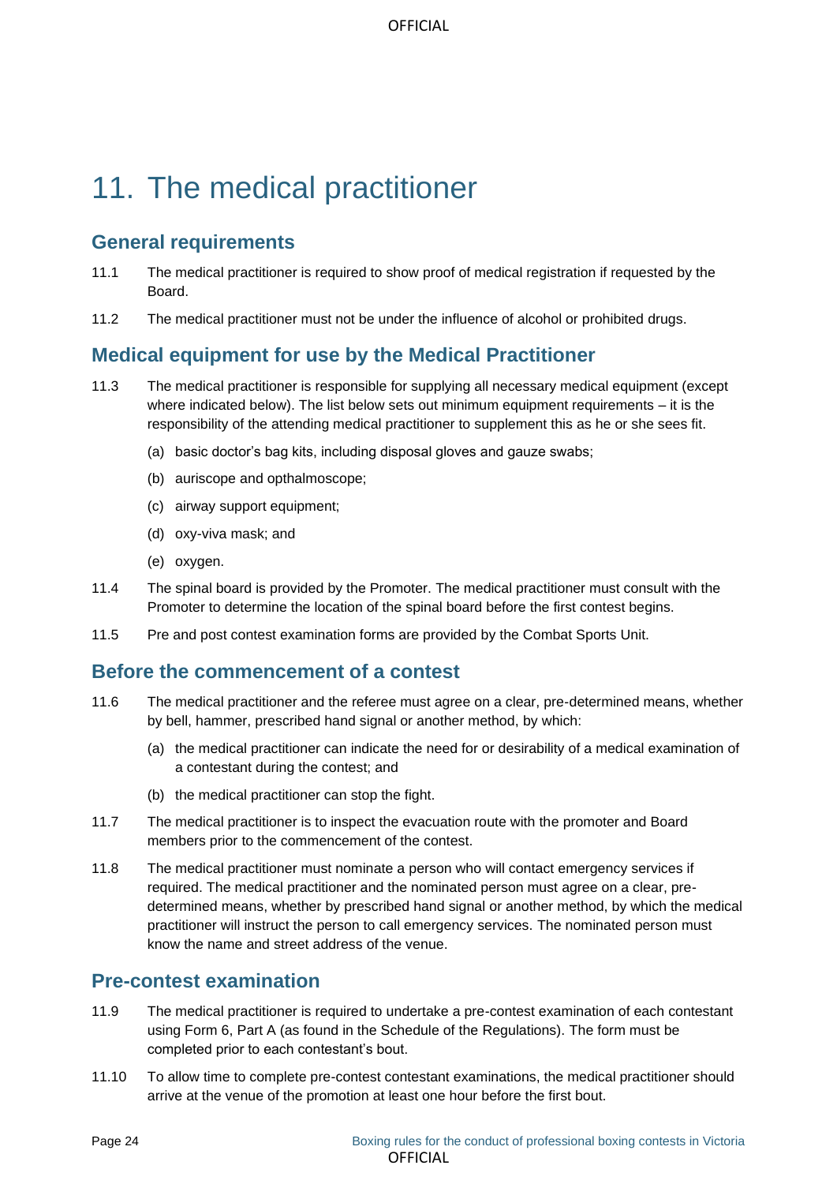# 11. The medical practitioner

## General requirements

11.1 The medical practitioner is required to show proof of medical registration if requested by the Board.

11.2 The medical practitioner must not be under the influence of alcohol or prohibited drugs.

## Medical equipment for use by the Medical Practitioner

11.3 The medical practitioner is responsible for supplying all necessary medical equipment (except where indicated below). The list below sets out minimum equipment requirements – it is the responsibility of the attending medical practitioner to supplement this as he or she sees fit.

- (a) basic doctor's bag kits, including disposal gloves and gauze swabs;
- (b) auriscope and opthalmoscope;
- (c) airway support equipment;
- (d) oxy-viva mask; and
- (e) oxygen.

11.4 The spinal board is provided by the Promoter. The medical practitioner must consult with the Promoter to determine the location of the spinal board before the first contest begins.

11.5 Pre and post contest examination forms are provided by the Combat Sports Unit.

## Before the commencement of a contest

11.6 The medical practitioner and the referee must agree on a clear, pre-determined means, whether by bell, hammer, prescribed hand signal or another method, by which:

- (a) the medical practitioner can indicate the need for or desirability of a medical examination of a contestant during the contest; and
- (b) the medical practitioner can stop the fight.

11.7 The medical practitioner is to inspect the evacuation route with the promoter and Board members prior to the commencement of the contest.

11.8 The medical practitioner must nominate a person who will contact emergency services if required. The medical practitioner and the nominated person must agree on a clear, pre-determined means, whether by prescribed hand signal or another method, by which the medical practitioner will instruct the person to call emergency services. The nominated person must know the name and street address of the venue.

## Pre-contest examination

11.9 The medical practitioner is required to undertake a pre-contest examination of each contestant using Form 6, Part A (as found in the Schedule of the Regulations). The form must be completed prior to each contestant's bout.

11.10 To allow time to complete pre-contest contestant examinations, the medical practitioner should arrive at the venue of the promotion at least one hour before the first bout.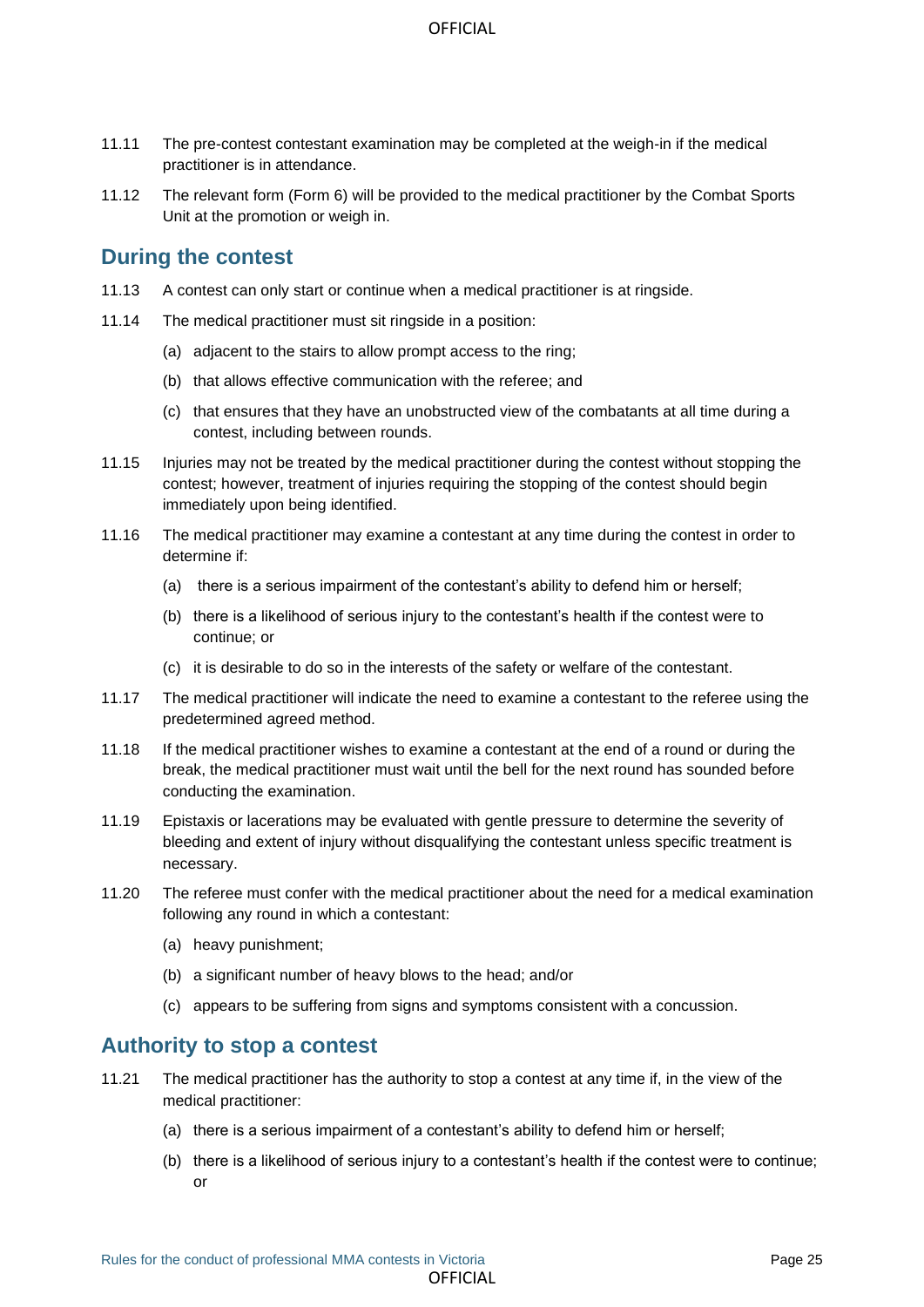11.11 The pre-contest contestant examination may be completed at the weigh-in if the medical practitioner is in attendance.

11.12 The relevant form (Form 6) will be provided to the medical practitioner by the Combat Sports Unit at the promotion or weigh in.

## During the contest

11.13 A contest can only start or continue when a medical practitioner is at ringside.

11.14 The medical practitioner must sit ringside in a position:

(a) adjacent to the stairs to allow prompt access to the ring;

(b) that allows effective communication with the referee; and

(c) that ensures that they have an unobstructed view of the combatants at all time during a contest, including between rounds.

11.15 Injuries may not be treated by the medical practitioner during the contest without stopping the contest; however, treatment of injuries requiring the stopping of the contest should begin immediately upon being identified.

11.16 The medical practitioner may examine a contestant at any time during the contest in order to determine if:

(a) there is a serious impairment of the contestant's ability to defend him or herself;

(b) there is a likelihood of serious injury to the contestant's health if the contest were to continue; or

(c) it is desirable to do so in the interests of the safety or welfare of the contestant.

11.17 The medical practitioner will indicate the need to examine a contestant to the referee using the predetermined agreed method.

11.18 If the medical practitioner wishes to examine a contestant at the end of a round or during the break, the medical practitioner must wait until the bell for the next round has sounded before conducting the examination.

11.19 Epistaxis or lacerations may be evaluated with gentle pressure to determine the severity of bleeding and extent of injury without disqualifying the contestant unless specific treatment is necessary.

11.20 The referee must confer with the medical practitioner about the need for a medical examination following any round in which a contestant:

(a) heavy punishment;

(b) a significant number of heavy blows to the head; and/or

(c) appears to be suffering from signs and symptoms consistent with a concussion.

## Authority to stop a contest

11.21 The medical practitioner has the authority to stop a contest at any time if, in the view of the medical practitioner:

(a) there is a serious impairment of a contestant's ability to defend him or herself;

(b) there is a likelihood of serious injury to a contestant's health if the contest were to continue; or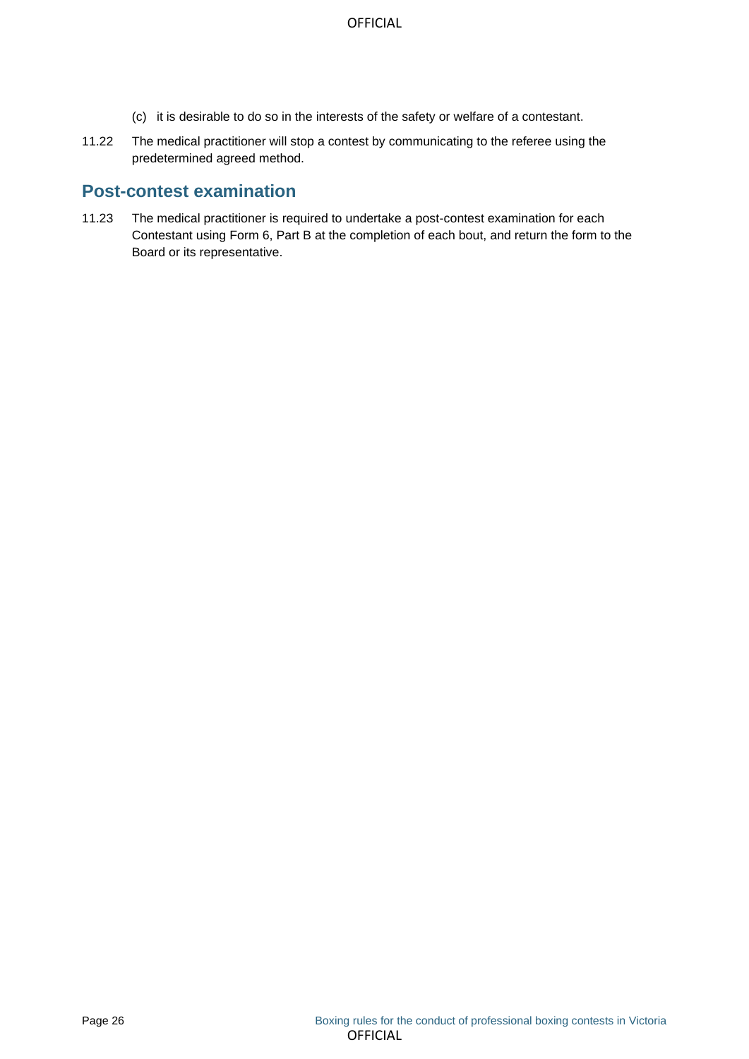(c) it is desirable to do so in the interests of the safety or welfare of a contestant.

11.22 The medical practitioner will stop a contest by communicating to the referee using the predetermined agreed method.

## Post-contest examination

11.23 The medical practitioner is required to undertake a post-contest examination for each Contestant using Form 6, Part B at the completion of each bout, and return the form to the Board or its representative.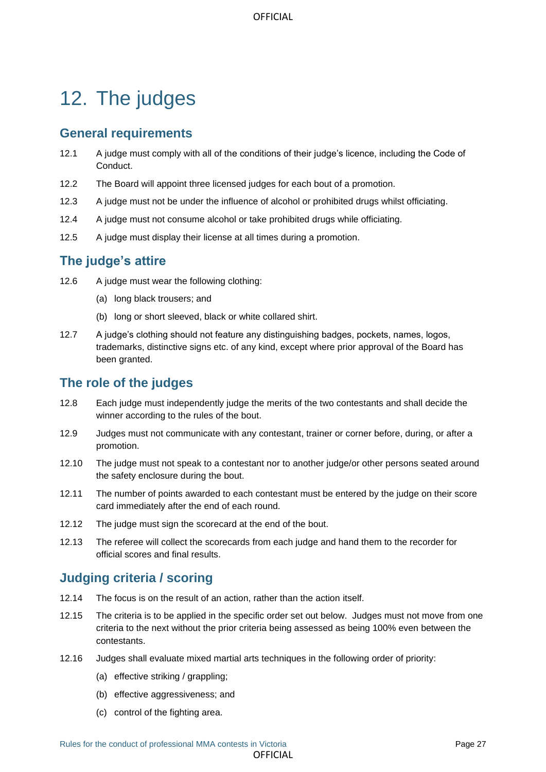# 12. The judges

## General requirements

12.1 A judge must comply with all of the conditions of their judge's licence, including the Code of Conduct.

12.2 The Board will appoint three licensed judges for each bout of a promotion.

12.3 A judge must not be under the influence of alcohol or prohibited drugs whilst officiating.

12.4 A judge must not consume alcohol or take prohibited drugs while officiating.

12.5 A judge must display their license at all times during a promotion.

## The judge's attire

12.6 A judge must wear the following clothing:

(a) long black trousers; and

(b) long or short sleeved, black or white collared shirt.

12.7 A judge's clothing should not feature any distinguishing badges, pockets, names, logos, trademarks, distinctive signs etc. of any kind, except where prior approval of the Board has been granted.

## The role of the judges

12.8 Each judge must independently judge the merits of the two contestants and shall decide the winner according to the rules of the bout.

12.9 Judges must not communicate with any contestant, trainer or corner before, during, or after a promotion.

12.10 The judge must not speak to a contestant nor to another judge/or other persons seated around the safety enclosure during the bout.

12.11 The number of points awarded to each contestant must be entered by the judge on their score card immediately after the end of each round.

12.12 The judge must sign the scorecard at the end of the bout.

12.13 The referee will collect the scorecards from each judge and hand them to the recorder for official scores and final results.

## Judging criteria / scoring

12.14 The focus is on the result of an action, rather than the action itself.

12.15 The criteria is to be applied in the specific order set out below. Judges must not move from one criteria to the next without the prior criteria being assessed as being 100% even between the contestants.

12.16 Judges shall evaluate mixed martial arts techniques in the following order of priority:

(a) effective striking / grappling;

(b) effective aggressiveness; and

(c) control of the fighting area.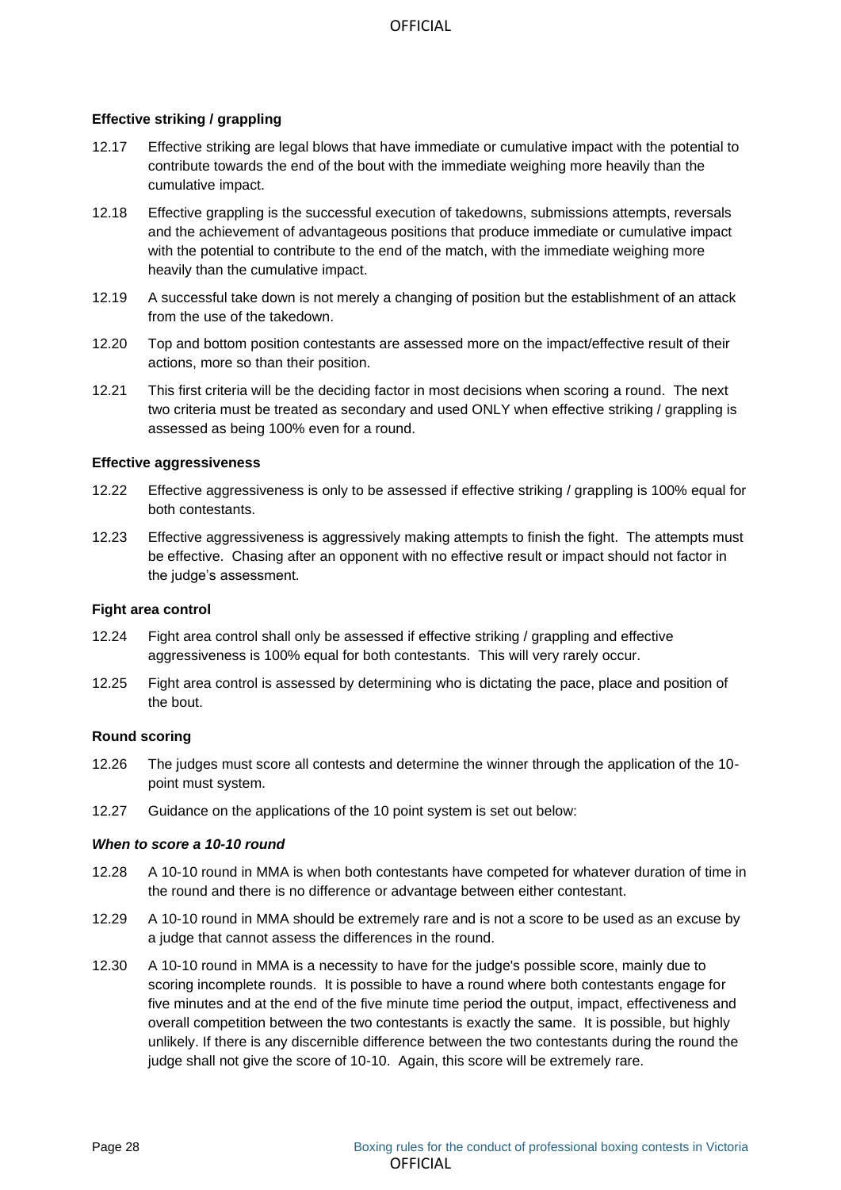#### Effective striking / grappling

12.17 Effective striking are legal blows that have immediate or cumulative impact with the potential to contribute towards the end of the bout with the immediate weighing more heavily than the cumulative impact.

12.18 Effective grappling is the successful execution of takedowns, submissions attempts, reversals and the achievement of advantageous positions that produce immediate or cumulative impact with the potential to contribute to the end of the match, with the immediate weighing more heavily than the cumulative impact.

12.19 A successful take down is not merely a changing of position but the establishment of an attack from the use of the takedown.

12.20 Top and bottom position contestants are assessed more on the impact/effective result of their actions, more so than their position.

12.21 This first criteria will be the deciding factor in most decisions when scoring a round. The next two criteria must be treated as secondary and used ONLY when effective striking / grappling is assessed as being 100% even for a round.

#### Effective aggressiveness

12.22 Effective aggressiveness is only to be assessed if effective striking / grappling is 100% equal for both contestants.

12.23 Effective aggressiveness is aggressively making attempts to finish the fight. The attempts must be effective. Chasing after an opponent with no effective result or impact should not factor in the judge's assessment.

#### Fight area control

12.24 Fight area control shall only be assessed if effective striking / grappling and effective aggressiveness is 100% equal for both contestants. This will very rarely occur.

12.25 Fight area control is assessed by determining who is dictating the pace, place and position of the bout.

#### Round scoring

12.26 The judges must score all contests and determine the winner through the application of the 10-point must system.

12.27 Guidance on the applications of the 10 point system is set out below:

##### *When to score a 10-10 round*

12.28 A 10-10 round in MMA is when both contestants have competed for whatever duration of time in the round and there is no difference or advantage between either contestant.

12.29 A 10-10 round in MMA should be extremely rare and is not a score to be used as an excuse by a judge that cannot assess the differences in the round.

12.30 A 10-10 round in MMA is a necessity to have for the judge's possible score, mainly due to scoring incomplete rounds. It is possible to have a round where both contestants engage for five minutes and at the end of the five minute time period the output, impact, effectiveness and overall competition between the two contestants is exactly the same. It is possible, but highly unlikely. If there is any discernible difference between the two contestants during the round the judge shall not give the score of 10-10. Again, this score will be extremely rare.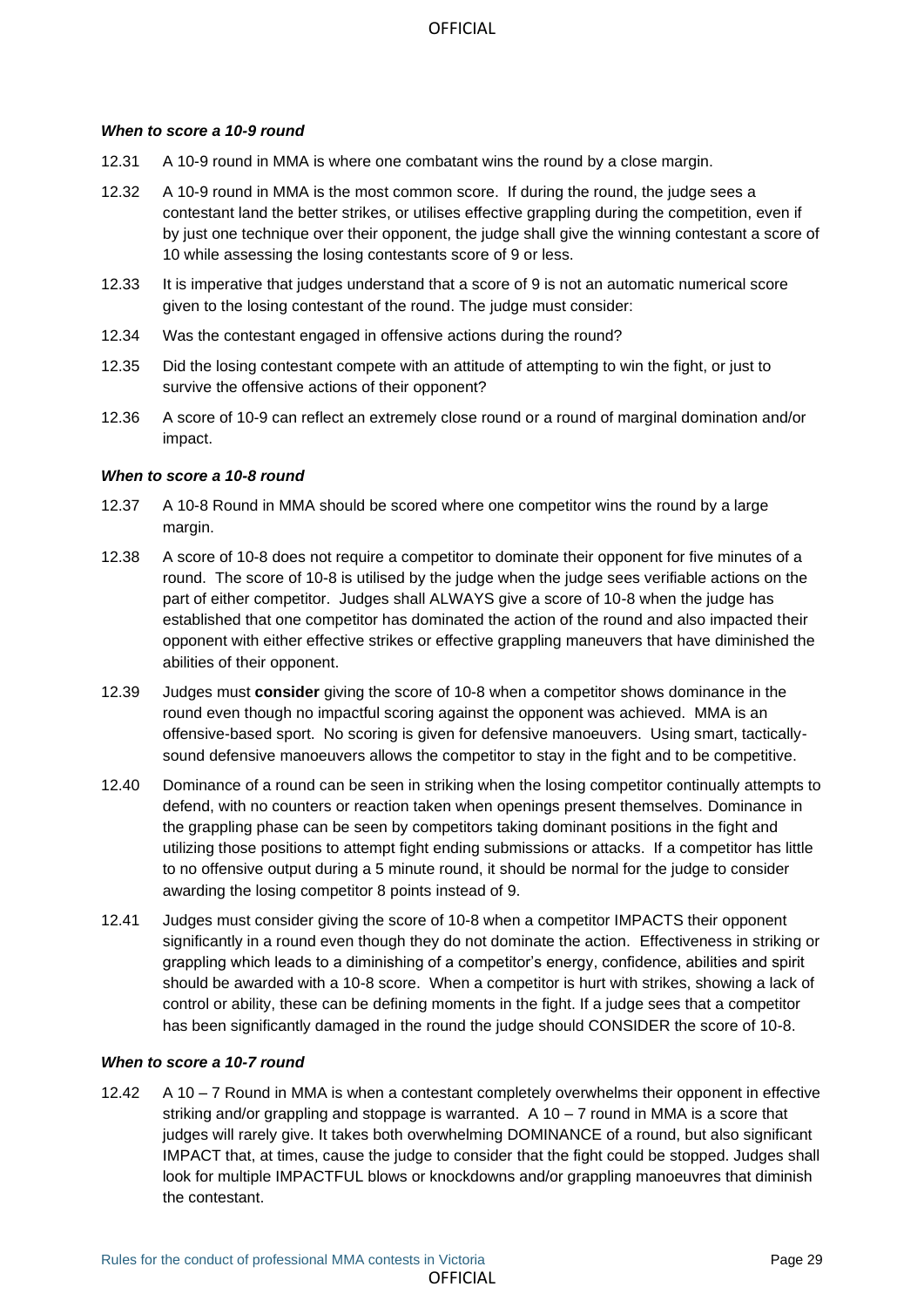***When to score a 10-9 round***

12.31 A 10-9 round in MMA is where one combatant wins the round by a close margin.

12.32 A 10-9 round in MMA is the most common score. If during the round, the judge sees a contestant land the better strikes, or utilises effective grappling during the competition, even if by just one technique over their opponent, the judge shall give the winning contestant a score of 10 while assessing the losing contestants score of 9 or less.

12.33 It is imperative that judges understand that a score of 9 is not an automatic numerical score given to the losing contestant of the round. The judge must consider:

12.34 Was the contestant engaged in offensive actions during the round?

12.35 Did the losing contestant compete with an attitude of attempting to win the fight, or just to survive the offensive actions of their opponent?

12.36 A score of 10-9 can reflect an extremely close round or a round of marginal domination and/or impact.

***When to score a 10-8 round***

12.37 A 10-8 Round in MMA should be scored where one competitor wins the round by a large margin.

12.38 A score of 10-8 does not require a competitor to dominate their opponent for five minutes of a round. The score of 10-8 is utilised by the judge when the judge sees verifiable actions on the part of either competitor. Judges shall ALWAYS give a score of 10-8 when the judge has established that one competitor has dominated the action of the round and also impacted their opponent with either effective strikes or effective grappling maneuvers that have diminished the abilities of their opponent.

12.39 Judges must **consider** giving the score of 10-8 when a competitor shows dominance in the round even though no impactful scoring against the opponent was achieved. MMA is an offensive-based sport. No scoring is given for defensive manoeuvers. Using smart, tactically-sound defensive manoeuvers allows the competitor to stay in the fight and to be competitive.

12.40 Dominance of a round can be seen in striking when the losing competitor continually attempts to defend, with no counters or reaction taken when openings present themselves. Dominance in the grappling phase can be seen by competitors taking dominant positions in the fight and utilizing those positions to attempt fight ending submissions or attacks. If a competitor has little to no offensive output during a 5 minute round, it should be normal for the judge to consider awarding the losing competitor 8 points instead of 9.

12.41 Judges must consider giving the score of 10-8 when a competitor IMPACTS their opponent significantly in a round even though they do not dominate the action. Effectiveness in striking or grappling which leads to a diminishing of a competitor's energy, confidence, abilities and spirit should be awarded with a 10-8 score. When a competitor is hurt with strikes, showing a lack of control or ability, these can be defining moments in the fight. If a judge sees that a competitor has been significantly damaged in the round the judge should CONSIDER the score of 10-8.

***When to score a 10-7 round***

12.42 A 10 – 7 Round in MMA is when a contestant completely overwhelms their opponent in effective striking and/or grappling and stoppage is warranted. A 10 – 7 round in MMA is a score that judges will rarely give. It takes both overwhelming DOMINANCE of a round, but also significant IMPACT that, at times, cause the judge to consider that the fight could be stopped. Judges shall look for multiple IMPACTFUL blows or knockdowns and/or grappling manoeuvres that diminish the contestant.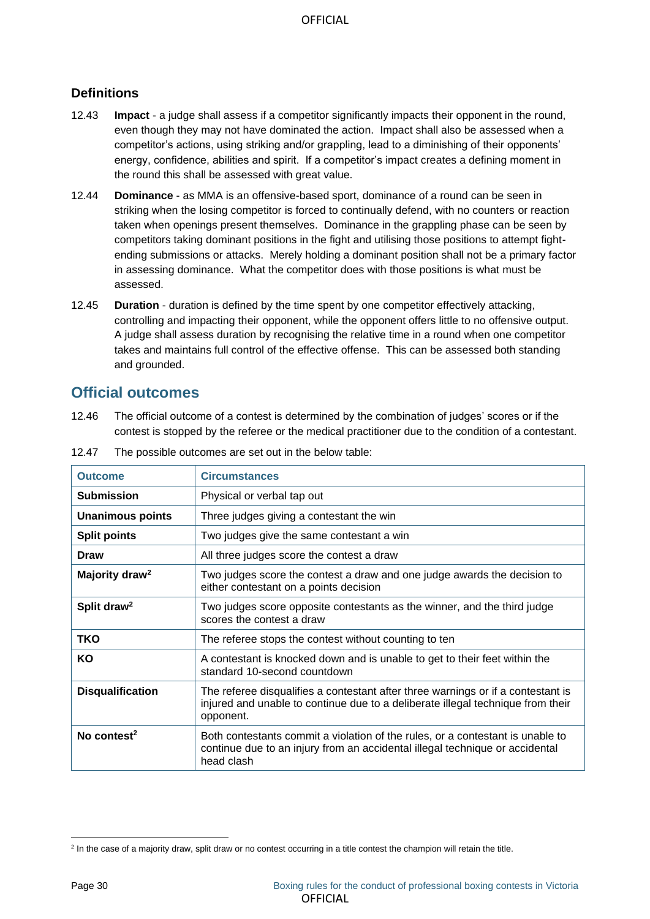### Definitions

12.43 **Impact** - a judge shall assess if a competitor significantly impacts their opponent in the round, even though they may not have dominated the action. Impact shall also be assessed when a competitor's actions, using striking and/or grappling, lead to a diminishing of their opponents' energy, confidence, abilities and spirit. If a competitor's impact creates a defining moment in the round this shall be assessed with great value.

12.44 **Dominance** - as MMA is an offensive-based sport, dominance of a round can be seen in striking when the losing competitor is forced to continually defend, with no counters or reaction taken when openings present themselves. Dominance in the grappling phase can be seen by competitors taking dominant positions in the fight and utilising those positions to attempt fight-ending submissions or attacks. Merely holding a dominant position shall not be a primary factor in assessing dominance. What the competitor does with those positions is what must be assessed.

12.45 **Duration** - duration is defined by the time spent by one competitor effectively attacking, controlling and impacting their opponent, while the opponent offers little to no offensive output. A judge shall assess duration by recognising the relative time in a round when one competitor takes and maintains full control of the effective offense. This can be assessed both standing and grounded.

## Official outcomes

12.46 The official outcome of a contest is determined by the combination of judges' scores or if the contest is stopped by the referee or the medical practitioner due to the condition of a contestant.

12.47 The possible outcomes are set out in the below table:

| Outcome | Circumstances |
|---|---|
| **Submission** | Physical or verbal tap out |
| **Unanimous points** | Three judges giving a contestant the win |
| **Split points** | Two judges give the same contestant a win |
| **Draw** | All three judges score the contest a draw |
| **Majority draw**[2] | Two judges score the contest a draw and one judge awards the decision to either contestant on a points decision |
| **Split draw**[2] | Two judges score opposite contestants as the winner, and the third judge scores the contest a draw |
| **TKO** | The referee stops the contest without counting to ten |
| **KO** | A contestant is knocked down and is unable to get to their feet within the standard 10-second countdown |
| **Disqualification** | The referee disqualifies a contestant after three warnings or if a contestant is injured and unable to continue due to a deliberate illegal technique from their opponent. |
| **No contest**[2] | Both contestants commit a violation of the rules, or a contestant is unable to continue due to an injury from an accidental illegal technique or accidental head clash |

[2] In the case of a majority draw, split draw or no contest occurring in a title contest the champion will retain the title.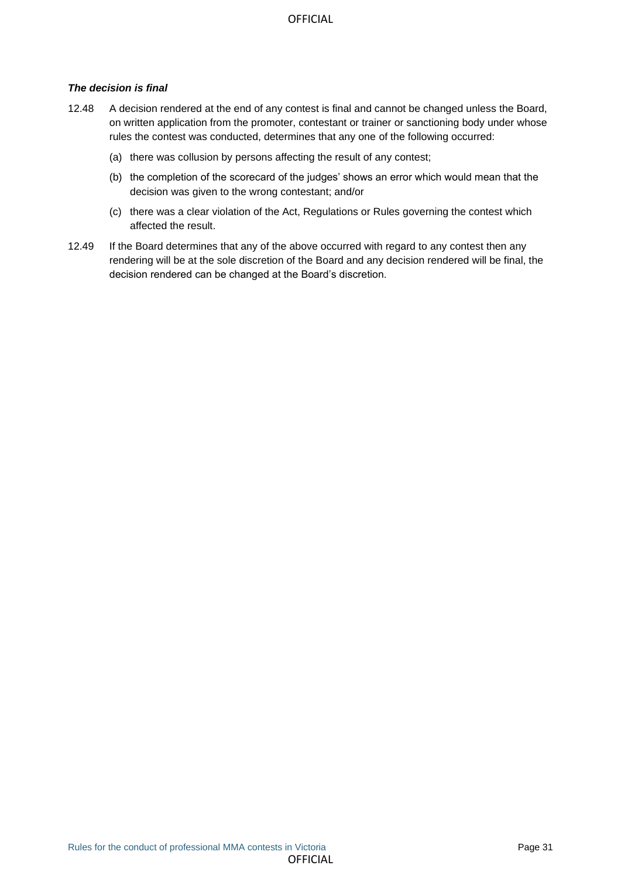***The decision is final***

12.48 A decision rendered at the end of any contest is final and cannot be changed unless the Board, on written application from the promoter, contestant or trainer or sanctioning body under whose rules the contest was conducted, determines that any one of the following occurred:

(a) there was collusion by persons affecting the result of any contest;

(b) the completion of the scorecard of the judges' shows an error which would mean that the decision was given to the wrong contestant; and/or

(c) there was a clear violation of the Act, Regulations or Rules governing the contest which affected the result.

12.49 If the Board determines that any of the above occurred with regard to any contest then any rendering will be at the sole discretion of the Board and any decision rendered will be final, the decision rendered can be changed at the Board's discretion.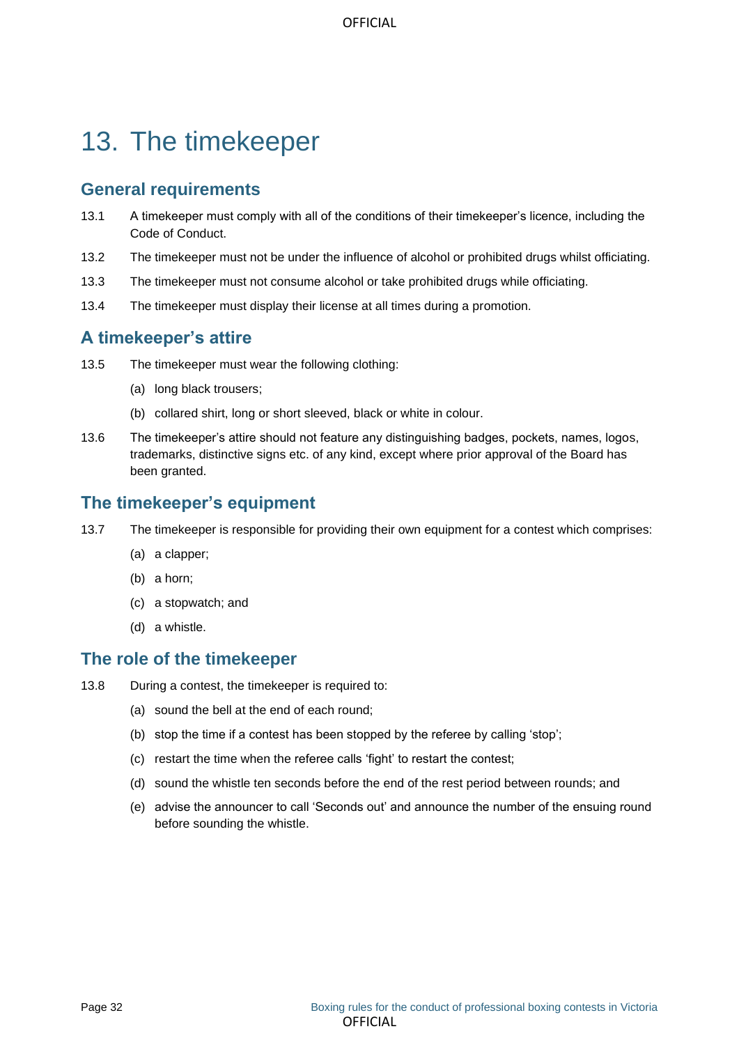# 13. The timekeeper

## General requirements

13.1 A timekeeper must comply with all of the conditions of their timekeeper's licence, including the Code of Conduct.

13.2 The timekeeper must not be under the influence of alcohol or prohibited drugs whilst officiating.

13.3 The timekeeper must not consume alcohol or take prohibited drugs while officiating.

13.4 The timekeeper must display their license at all times during a promotion.

## A timekeeper's attire

13.5 The timekeeper must wear the following clothing:

(a) long black trousers;

(b) collared shirt, long or short sleeved, black or white in colour.

13.6 The timekeeper's attire should not feature any distinguishing badges, pockets, names, logos, trademarks, distinctive signs etc. of any kind, except where prior approval of the Board has been granted.

## The timekeeper's equipment

13.7 The timekeeper is responsible for providing their own equipment for a contest which comprises:

(a) a clapper;

(b) a horn;

(c) a stopwatch; and

(d) a whistle.

## The role of the timekeeper

13.8 During a contest, the timekeeper is required to:

(a) sound the bell at the end of each round;

(b) stop the time if a contest has been stopped by the referee by calling 'stop';

(c) restart the time when the referee calls 'fight' to restart the contest;

(d) sound the whistle ten seconds before the end of the rest period between rounds; and

(e) advise the announcer to call 'Seconds out' and announce the number of the ensuing round before sounding the whistle.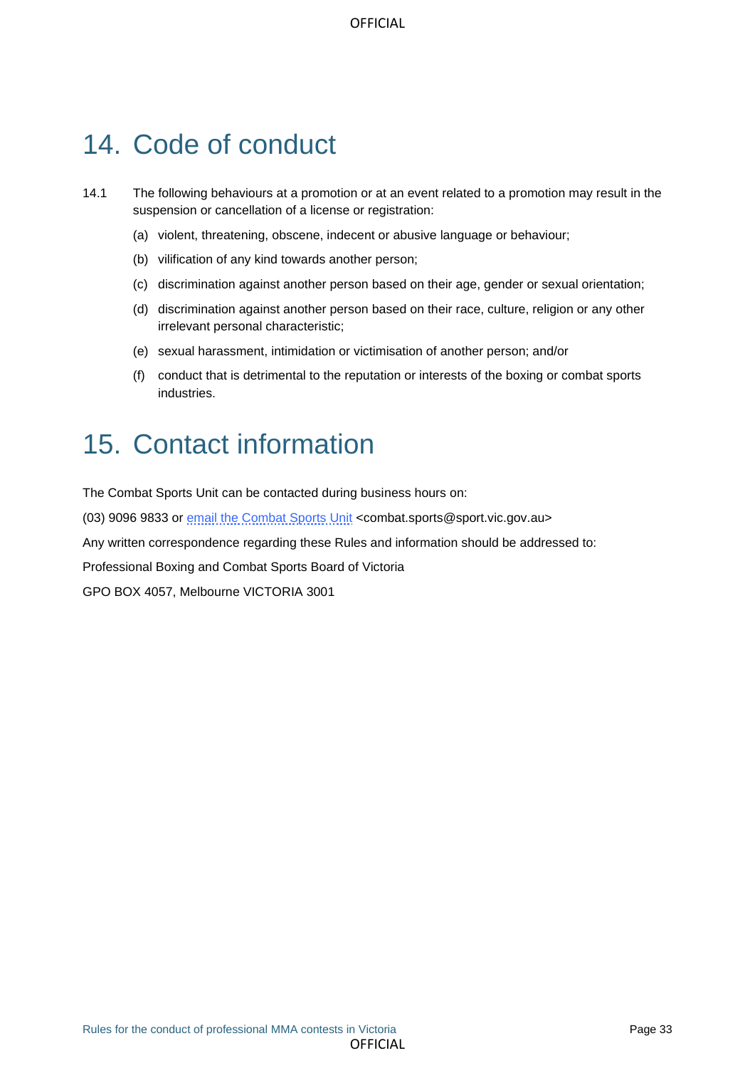# 14. Code of conduct

14.1 The following behaviours at a promotion or at an event related to a promotion may result in the suspension or cancellation of a license or registration:

(a) violent, threatening, obscene, indecent or abusive language or behaviour;

(b) vilification of any kind towards another person;

(c) discrimination against another person based on their age, gender or sexual orientation;

(d) discrimination against another person based on their race, culture, religion or any other irrelevant personal characteristic;

(e) sexual harassment, intimidation or victimisation of another person; and/or

(f) conduct that is detrimental to the reputation or interests of the boxing or combat sports industries.

# 15. Contact information

The Combat Sports Unit can be contacted during business hours on:

(03) 9096 9833 or email the Combat Sports Unit <combat.sports@sport.vic.gov.au>

Any written correspondence regarding these Rules and information should be addressed to:

Professional Boxing and Combat Sports Board of Victoria

GPO BOX 4057, Melbourne VICTORIA 3001